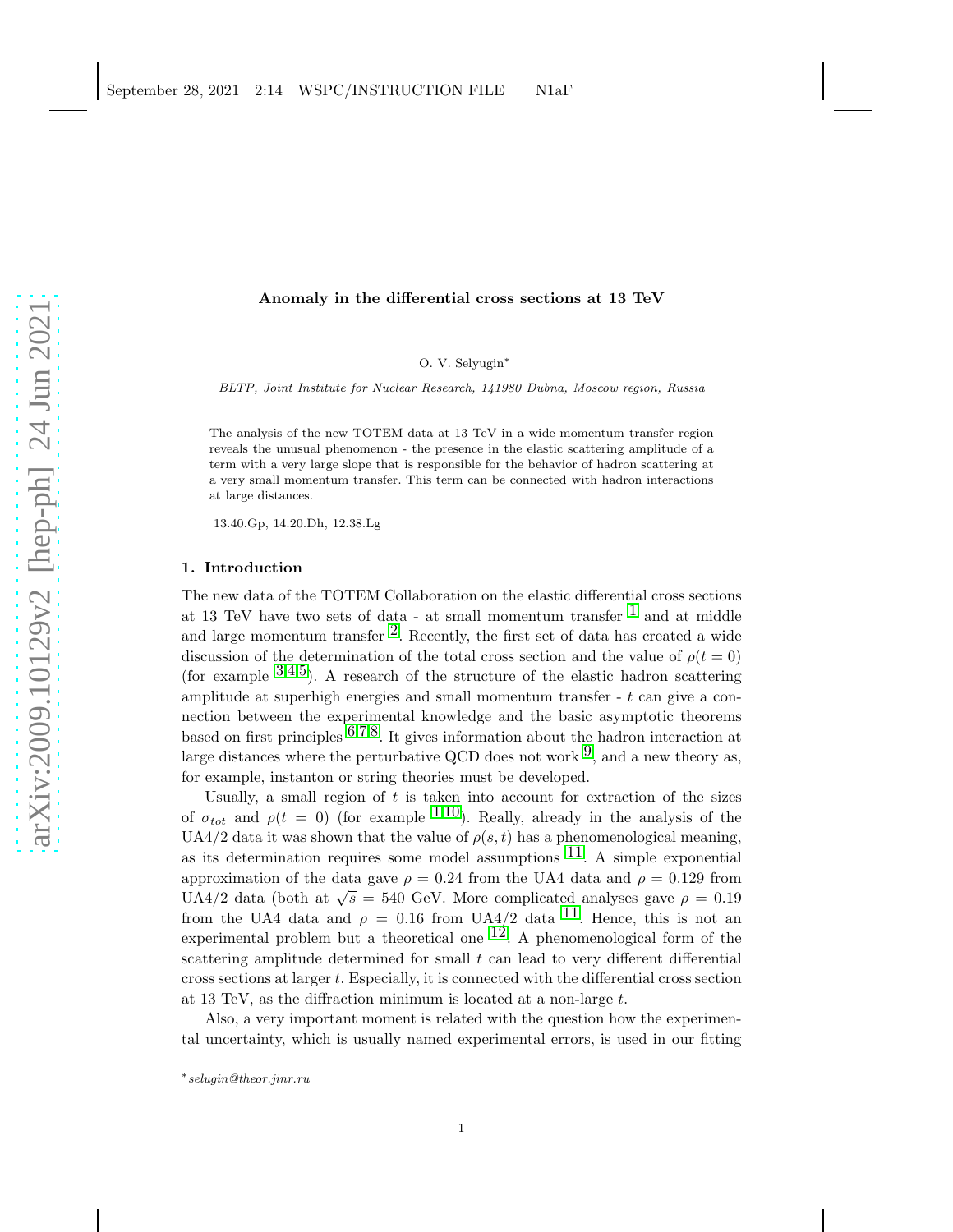# Anomaly in the differential cross sections at 13 TeV

O. V. Selyugin*

*BLTP, Joint Institute for Nuclear Research, 141980 Dubna, Moscow region, Russia*

The analysis of the new TOTEM data at 13 TeV in a wide momentum transfer region reveals the unusual phenomenon - the presence in the elastic scattering amplitude of a term with a very large slope that is responsible for the behavior of hadron scattering at a very small momentum transfer. This term can be connected with hadron interactions at large distances.

13.40.Gp, 14.20.Dh, 12.38.Lg

## 1. Introduction

The new data of the TOTEM Collaboration on the elastic differential cross sections at 13 TeV have two sets of data - at small momentum transfer [1] and at middle and large momentum transfer [2]. Recently, the first set of data has created a wide discussion of the determination of the total cross section and the value of $\rho(t=0)$ (for example [3,4,5]). A research of the structure of the elastic hadron scattering amplitude at superhigh energies and small momentum transfer - $t$ can give a connection between the experimental knowledge and the basic asymptotic theorems based on first principles [6,7,8]. It gives information about the hadron interaction at large distances where the perturbative QCD does not work [9], and a new theory as, for example, instanton or string theories must be developed.

Usually, a small region of $t$ is taken into account for extraction of the sizes of $\sigma_{tot}$ and $\rho(t=0)$ (for example [1,10]). Really, already in the analysis of the UA4/2 data it was shown that the value of $\rho(s,t)$ has a phenomenological meaning, as its determination requires some model assumptions [11]. A simple exponential approximation of the data gave $\rho = 0.24$ from the UA4 data and $\rho = 0.129$ from UA4/2 data (both at $\sqrt{s} = 540$ GeV. More complicated analyses gave $\rho = 0.19$ from the UA4 data and $\rho = 0.16$ from UA4/2 data [11]. Hence, this is not an experimental problem but a theoretical one [12]. A phenomenological form of the scattering amplitude determined for small $t$ can lead to very different differential cross sections at larger $t$. Especially, it is connected with the differential cross section at 13 TeV, as the diffraction minimum is located at a non-large $t$.

Also, a very important moment is related with the question how the experimental uncertainty, which is usually named experimental errors, is used in our fitting

*selugin@theor.jinr.ru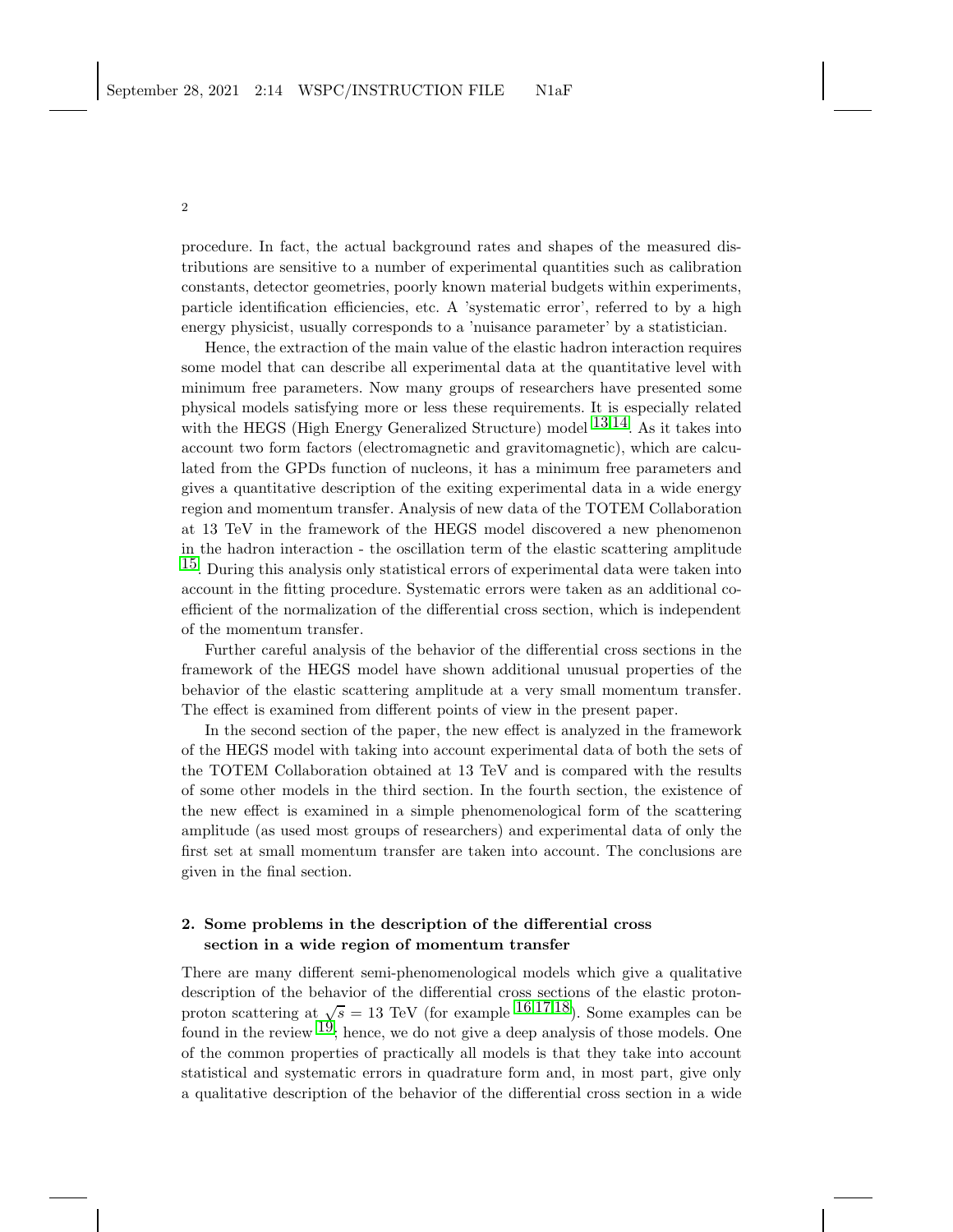procedure. In fact, the actual background rates and shapes of the measured distributions are sensitive to a number of experimental quantities such as calibration constants, detector geometries, poorly known material budgets within experiments, particle identification efficiencies, etc. A 'systematic error', referred to by a high energy physicist, usually corresponds to a 'nuisance parameter' by a statistician.

Hence, the extraction of the main value of the elastic hadron interaction requires some model that can describe all experimental data at the quantitative level with minimum free parameters. Now many groups of researchers have presented some physical models satisfying more or less these requirements. It is especially related with the HEGS (High Energy Generalized Structure) model [13,14]. As it takes into account two form factors (electromagnetic and gravitomagnetic), which are calculated from the GPDs function of nucleons, it has a minimum free parameters and gives a quantitative description of the exiting experimental data in a wide energy region and momentum transfer. Analysis of new data of the TOTEM Collaboration at 13 TeV in the framework of the HEGS model discovered a new phenomenon in the hadron interaction - the oscillation term of the elastic scattering amplitude [15]. During this analysis only statistical errors of experimental data were taken into account in the fitting procedure. Systematic errors were taken as an additional coefficient of the normalization of the differential cross section, which is independent of the momentum transfer.

Further careful analysis of the behavior of the differential cross sections in the framework of the HEGS model have shown additional unusual properties of the behavior of the elastic scattering amplitude at a very small momentum transfer. The effect is examined from different points of view in the present paper.

In the second section of the paper, the new effect is analyzed in the framework of the HEGS model with taking into account experimental data of both the sets of the TOTEM Collaboration obtained at 13 TeV and is compared with the results of some other models in the third section. In the fourth section, the existence of the new effect is examined in a simple phenomenological form of the scattering amplitude (as used most groups of researchers) and experimental data of only the first set at small momentum transfer are taken into account. The conclusions are given in the final section.

## 2. Some problems in the description of the differential cross section in a wide region of momentum transfer

There are many different semi-phenomenological models which give a qualitative description of the behavior of the differential cross sections of the elastic proton-proton scattering at $\sqrt{s} = 13$ TeV (for example [16,17,18]). Some examples can be found in the review [19]; hence, we do not give a deep analysis of those models. One of the common properties of practically all models is that they take into account statistical and systematic errors in quadrature form and, in most part, give only a qualitative description of the behavior of the differential cross section in a wide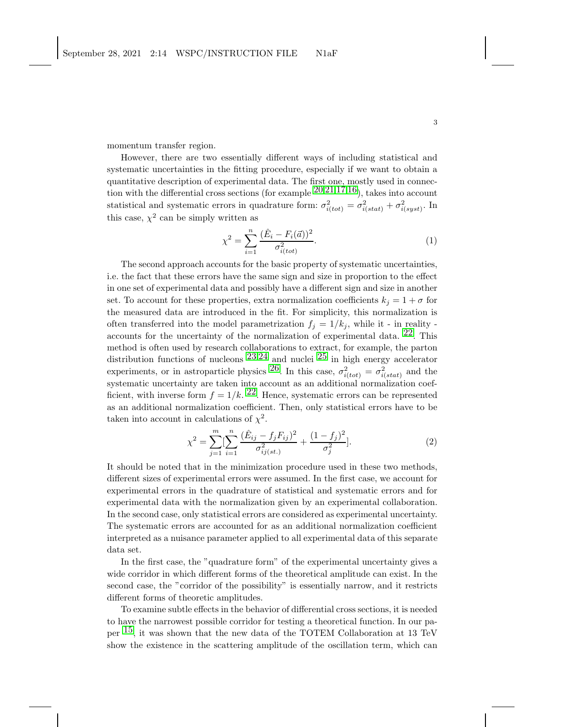momentum transfer region.

However, there are two essentially different ways of including statistical and systematic uncertainties in the fitting procedure, especially if we want to obtain a quantitative description of experimental data. The first one, mostly used in connection with the differential cross sections (for example [20,21,17,16]), takes into account statistical and systematic errors in quadrature form: $\sigma^2_{i(tot)} = \sigma^2_{i(stat)} + \sigma^2_{i(syst)}$. In this case, $\chi^2$ can be simply written as

$$\chi^2 = \sum_{i=1}^{n} \frac{(\hat{E}_i - F_i(\vec{a}))^2}{\sigma^2_{i(tot)}}. \tag{1}$$

The second approach accounts for the basic property of systematic uncertainties, i.e. the fact that these errors have the same sign and size in proportion to the effect in one set of experimental data and possibly have a different sign and size in another set. To account for these properties, extra normalization coefficients $k_j = 1 + \sigma$ for the measured data are introduced in the fit. For simplicity, this normalization is often transferred into the model parametrization $f_j = 1/k_j$, while it - in reality - accounts for the uncertainty of the normalization of experimental data. [22]. This method is often used by research collaborations to extract, for example, the parton distribution functions of nucleons [23,24] and nuclei [25] in high energy accelerator experiments, or in astroparticle physics [26]. In this case, $\sigma^2_{i(tot)} = \sigma^2_{i(stat)}$ and the systematic uncertainty are taken into account as an additional normalization coefficient, with inverse form $f = 1/k$. [22]. Hence, systematic errors can be represented as an additional normalization coefficient. Then, only statistical errors have to be taken into account in calculations of $\chi^2$.

$$\chi^2 = \sum_{j=1}^{m} [\sum_{i=1}^{n} \frac{(\hat{E}_{ij} - f_j F_{ij})^2}{\sigma^2_{ij(st.)}} + \frac{(1-f_j)^2}{\sigma^2_j}]. \tag{2}$$

It should be noted that in the minimization procedure used in these two methods, different sizes of experimental errors were assumed. In the first case, we account for experimental errors in the quadrature of statistical and systematic errors and for experimental data with the normalization given by an experimental collaboration. In the second case, only statistical errors are considered as experimental uncertainty. The systematic errors are accounted for as an additional normalization coefficient interpreted as a nuisance parameter applied to all experimental data of this separate data set.

In the first case, the "quadrature form" of the experimental uncertainty gives a wide corridor in which different forms of the theoretical amplitude can exist. In the second case, the "corridor of the possibility" is essentially narrow, and it restricts different forms of theoretic amplitudes.

To examine subtle effects in the behavior of differential cross sections, it is needed to have the narrowest possible corridor for testing a theoretical function. In our paper [15], it was shown that the new data of the TOTEM Collaboration at 13 TeV show the existence in the scattering amplitude of the oscillation term, which can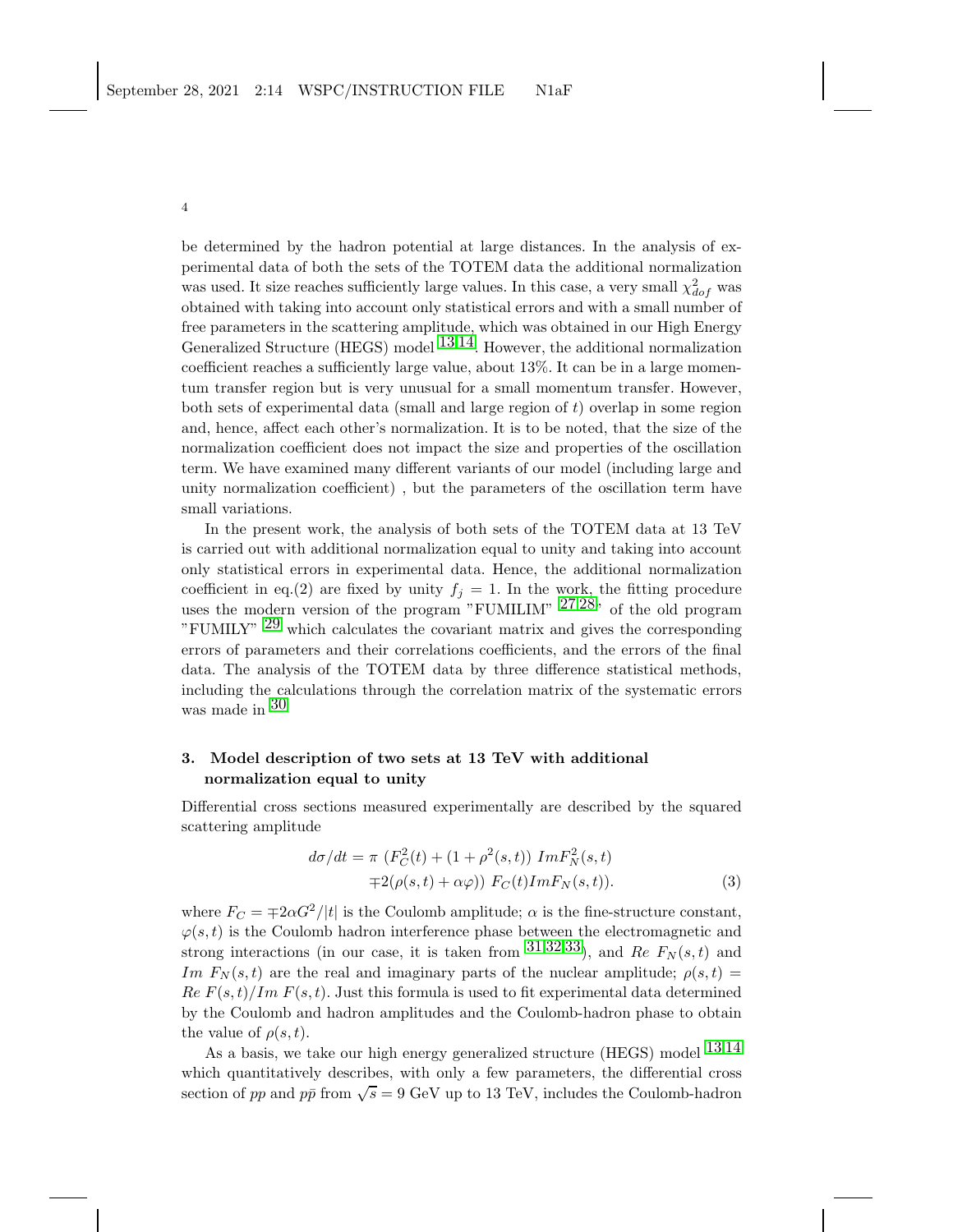be determined by the hadron potential at large distances. In the analysis of experimental data of both the sets of the TOTEM data the additional normalization was used. It size reaches sufficiently large values. In this case, a very small $\chi^2_{dof}$ was obtained with taking into account only statistical errors and with a small number of free parameters in the scattering amplitude, which was obtained in our High Energy Generalized Structure (HEGS) model [13,14]. However, the additional normalization coefficient reaches a sufficiently large value, about 13%. It can be in a large momentum transfer region but is very unusual for a small momentum transfer. However, both sets of experimental data (small and large region of $t$) overlap in some region and, hence, affect each other's normalization. It is to be noted, that the size of the normalization coefficient does not impact the size and properties of the oscillation term. We have examined many different variants of our model (including large and unity normalization coefficient) , but the parameters of the oscillation term have small variations.

In the present work, the analysis of both sets of the TOTEM data at 13 TeV is carried out with additional normalization equal to unity and taking into account only statistical errors in experimental data. Hence, the additional normalization coefficient in eq.(2) are fixed by unity $f_j = 1$. In the work, the fitting procedure uses the modern version of the program "FUMILIM" [27,28], of the old program "FUMILY" [29] which calculates the covariant matrix and gives the corresponding errors of parameters and their correlations coefficients, and the errors of the final data. The analysis of the TOTEM data by three difference statistical methods, including the calculations through the correlation matrix of the systematic errors was made in [30].

## 3. Model description of two sets at 13 TeV with additional normalization equal to unity

Differential cross sections measured experimentally are described by the squared scattering amplitude

$$d\sigma/dt = \pi \ (F_C^2(t) + (1 + \rho^2(s,t)) \ ImF_N^2(s,t) \\ \mp 2(\rho(s,t) + \alpha\varphi)) \ F_C(t) ImF_N(s,t)). \tag{3}$$

where $F_C = \mp 2\alpha G^2/|t|$ is the Coulomb amplitude; $\alpha$ is the fine-structure constant, $\varphi(s,t)$ is the Coulomb hadron interference phase between the electromagnetic and strong interactions (in our case, it is taken from [31,32,33]), and $Re \ F_N(s,t)$ and $Im \ F_N(s,t)$ are the real and imaginary parts of the nuclear amplitude; $\rho(s,t) = Re \ F(s,t)/Im \ F(s,t)$. Just this formula is used to fit experimental data determined by the Coulomb and hadron amplitudes and the Coulomb-hadron phase to obtain the value of $\rho(s,t)$.

As a basis, we take our high energy generalized structure (HEGS) model [13,14] which quantitatively describes, with only a few parameters, the differential cross section of $pp$ and $p\bar{p}$ from $\sqrt{s} = 9$ GeV up to 13 TeV, includes the Coulomb-hadron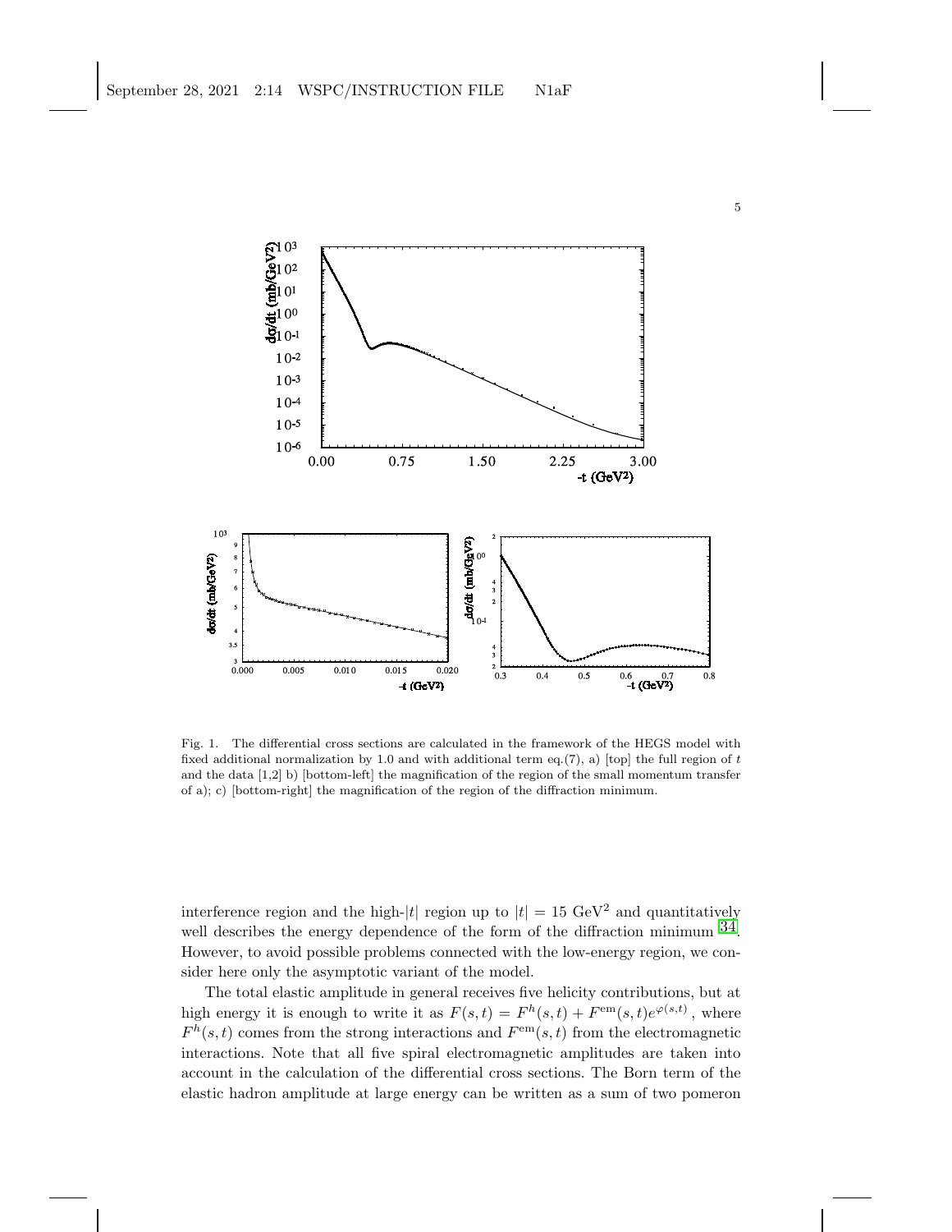Fig. 1. The differential cross sections are calculated in the framework of the HEGS model with fixed additional normalization by 1.0 and with additional term eq.(7), a) [top] the full region of $t$ and the data [1,2] b) [bottom-left] the magnification of the region of the small momentum transfer of a); c) [bottom-right] the magnification of the region of the diffraction minimum.

interference region and the high-$|t|$ region up to $|t| = 15$ GeV$^2$ and quantitatively well describes the energy dependence of the form of the diffraction minimum [34]. However, to avoid possible problems connected with the low-energy region, we consider here only the asymptotic variant of the model.

The total elastic amplitude in general receives five helicity contributions, but at high energy it is enough to write it as $F(s,t) = F^h(s,t) + F^{\rm em}(s,t)e^{\varphi(s,t)}$, where $F^h(s,t)$ comes from the strong interactions and $F^{\rm em}(s,t)$ from the electromagnetic interactions. Note that all five spiral electromagnetic amplitudes are taken into account in the calculation of the differential cross sections. The Born term of the elastic hadron amplitude at large energy can be written as a sum of two pomeron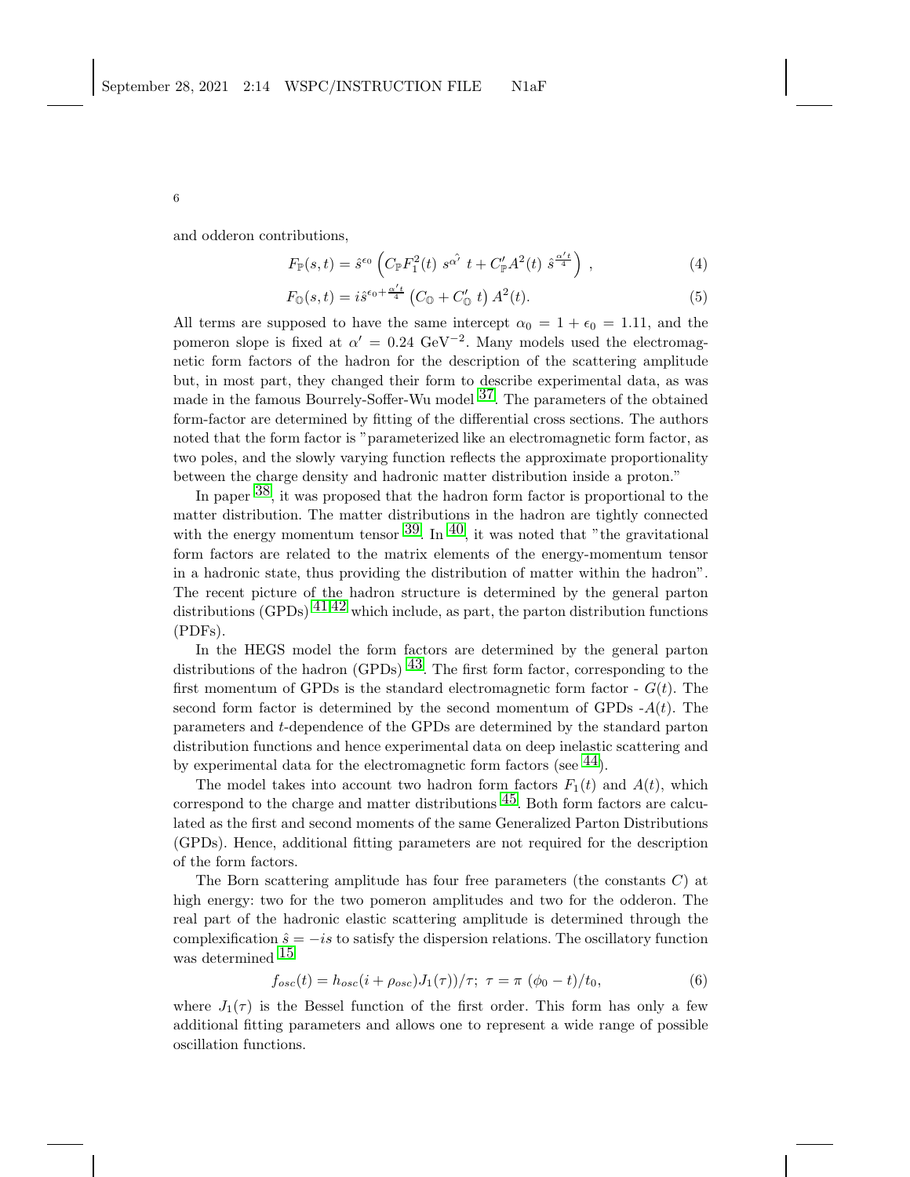and odderon contributions,

$$F_{\mathbb{P}}(s,t) = \hat{s}^{\epsilon_0} \left( C_{\mathbb{P}} F_1^2(t) \; s^{\hat{\alpha'}} \; t + C'_{\mathbb{P}} A^2(t) \; \hat{s}^{\frac{\alpha' t}{4}} \right) , \tag{4}$$

$$F_{\mathbb{O}}(s,t) = i \hat{s}^{\epsilon_0 + \frac{\alpha' t}{4}} \left( C_{\mathbb{O}} + C'_{\mathbb{O}} \; t \right) A^2(t). \tag{5}$$

All terms are supposed to have the same intercept $\alpha_0 = 1 + \epsilon_0 = 1.11$, and the pomeron slope is fixed at $\alpha' = 0.24$ GeV$^{-2}$. Many models used the electromagnetic form factors of the hadron for the description of the scattering amplitude but, in most part, they changed their form to describe experimental data, as was made in the famous Bourrely-Soffer-Wu model [37]. The parameters of the obtained form-factor are determined by fitting of the differential cross sections. The authors noted that the form factor is "parameterized like an electromagnetic form factor, as two poles, and the slowly varying function reflects the approximate proportionality between the charge density and hadronic matter distribution inside a proton."

In paper [38], it was proposed that the hadron form factor is proportional to the matter distribution. The matter distributions in the hadron are tightly connected with the energy momentum tensor [39]. In [40], it was noted that "the gravitational form factors are related to the matrix elements of the energy-momentum tensor in a hadronic state, thus providing the distribution of matter within the hadron". The recent picture of the hadron structure is determined by the general parton distributions (GPDs) [41,42] which include, as part, the parton distribution functions (PDFs).

In the HEGS model the form factors are determined by the general parton distributions of the hadron (GPDs) [43]. The first form factor, corresponding to the first momentum of GPDs is the standard electromagnetic form factor - $G(t)$. The second form factor is determined by the second momentum of GPDs -$A(t)$. The parameters and $t$-dependence of the GPDs are determined by the standard parton distribution functions and hence experimental data on deep inelastic scattering and by experimental data for the electromagnetic form factors (see [44]).

The model takes into account two hadron form factors $F_1(t)$ and $A(t)$, which correspond to the charge and matter distributions [45]. Both form factors are calculated as the first and second moments of the same Generalized Parton Distributions (GPDs). Hence, additional fitting parameters are not required for the description of the form factors.

The Born scattering amplitude has four free parameters (the constants $C$) at high energy: two for the two pomeron amplitudes and two for the odderon. The real part of the hadronic elastic scattering amplitude is determined through the complexification $\hat{s} = -is$ to satisfy the dispersion relations. The oscillatory function was determined [15]

$$f_{osc}(t) = h_{osc}(i + \rho_{osc}) J_1(\tau))/\tau; \;\; \tau = \pi \; (\phi_0 - t)/t_0, \tag{6}$$

where $J_1(\tau)$ is the Bessel function of the first order. This form has only a few additional fitting parameters and allows one to represent a wide range of possible oscillation functions.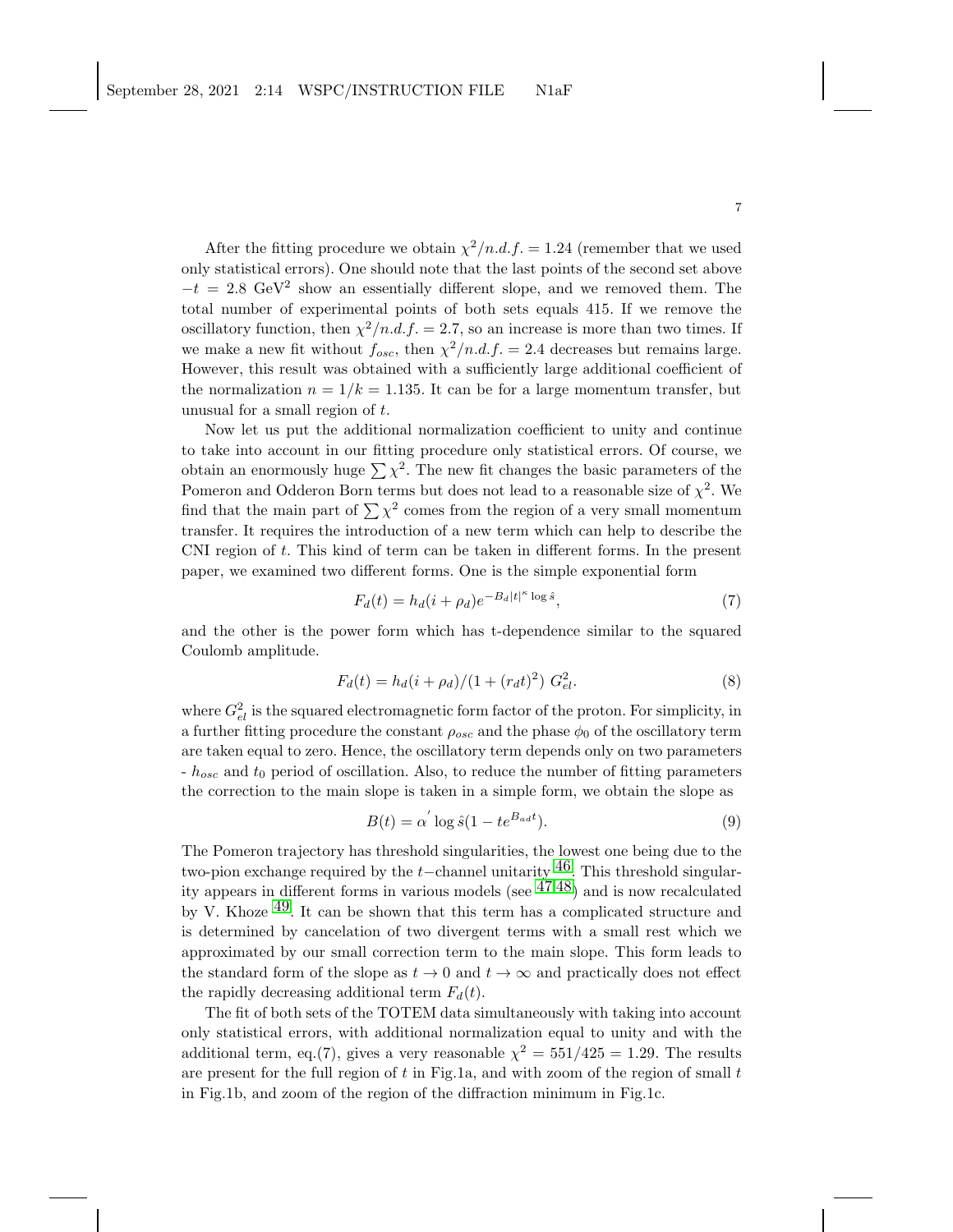After the fitting procedure we obtain $\chi^2/n.d.f. = 1.24$ (remember that we used only statistical errors). One should note that the last points of the second set above $-t = 2.8$ GeV$^2$ show an essentially different slope, and we removed them. The total number of experimental points of both sets equals 415. If we remove the oscillatory function, then $\chi^2/n.d.f. = 2.7$, so an increase is more than two times. If we make a new fit without $f_{osc}$, then $\chi^2/n.d.f. = 2.4$ decreases but remains large. However, this result was obtained with a sufficiently large additional coefficient of the normalization $n = 1/k = 1.135$. It can be for a large momentum transfer, but unusual for a small region of $t$.

Now let us put the additional normalization coefficient to unity and continue to take into account in our fitting procedure only statistical errors. Of course, we obtain an enormously huge $\sum \chi^2$. The new fit changes the basic parameters of the Pomeron and Odderon Born terms but does not lead to a reasonable size of $\chi^2$. We find that the main part of $\sum \chi^2$ comes from the region of a very small momentum transfer. It requires the introduction of a new term which can help to describe the CNI region of $t$. This kind of term can be taken in different forms. In the present paper, we examined two different forms. One is the simple exponential form

$$F_d(t) = h_d(i + \rho_d) e^{-B_d |t|^{\kappa} \log \hat{s}}, \tag{7}$$

and the other is the power form which has t-dependence similar to the squared Coulomb amplitude.

$$F_d(t) = h_d(i + \rho_d)/(1 + (r_d t)^2)\ G_{el}^2. \tag{8}$$

where $G_{el}^2$ is the squared electromagnetic form factor of the proton. For simplicity, in a further fitting procedure the constant $\rho_{osc}$ and the phase $\phi_0$ of the oscillatory term are taken equal to zero. Hence, the oscillatory term depends only on two parameters - $h_{osc}$ and $t_0$ period of oscillation. Also, to reduce the number of fitting parameters the correction to the main slope is taken in a simple form, we obtain the slope as

$$B(t) = \alpha^{'} \log \hat{s} (1 - t e^{B_{ad} t}). \tag{9}$$

The Pomeron trajectory has threshold singularities, the lowest one being due to the two-pion exchange required by the $t-$channel unitarity [46]. This threshold singularity appears in different forms in various models (see [47,48]) and is now recalculated by V. Khoze [49]. It can be shown that this term has a complicated structure and is determined by cancelation of two divergent terms with a small rest which we approximated by our small correction term to the main slope. This form leads to the standard form of the slope as $t \to 0$ and $t \to \infty$ and practically does not effect the rapidly decreasing additional term $F_d(t)$.

The fit of both sets of the TOTEM data simultaneously with taking into account only statistical errors, with additional normalization equal to unity and with the additional term, eq.(7), gives a very reasonable $\chi^2 = 551/425 = 1.29$. The results are present for the full region of $t$ in Fig.1a, and with zoom of the region of small $t$ in Fig.1b, and zoom of the region of the diffraction minimum in Fig.1c.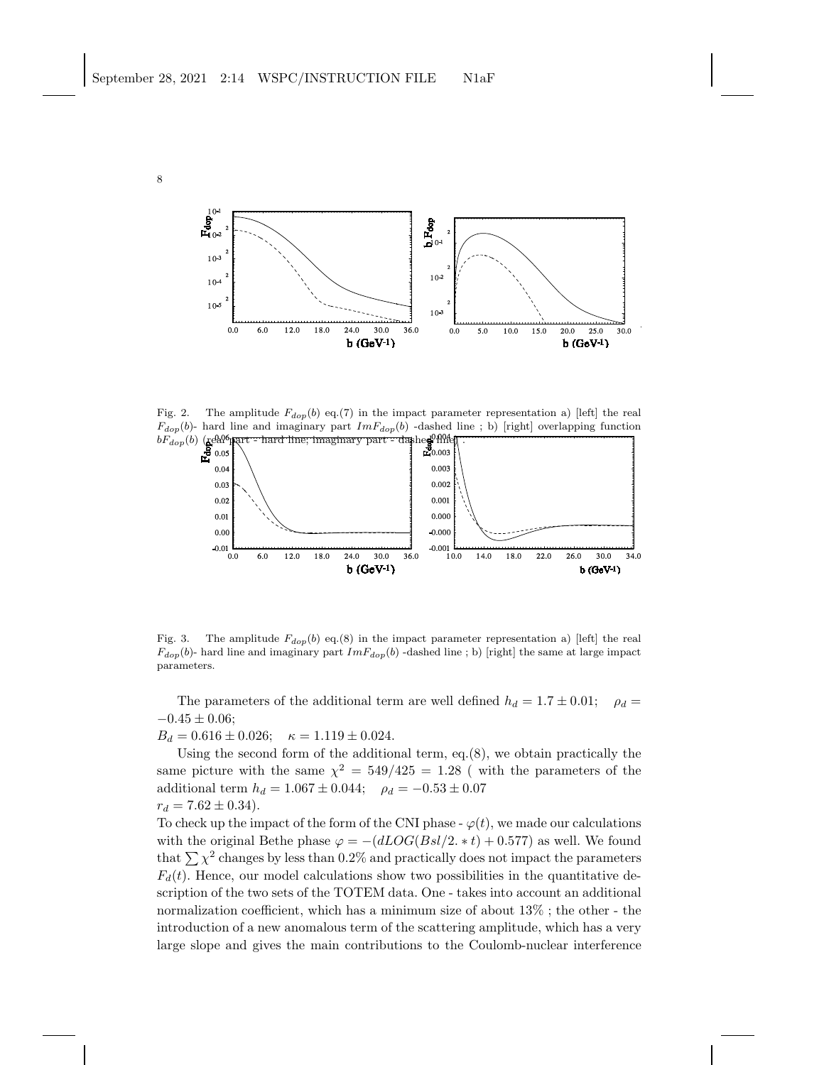Fig. 2. The amplitude $F_{dop}(b)$ eq.(7) in the impact parameter representation a) [left] the real $F_{dop}(b)$- hard line and imaginary part $ImF_{dop}(b)$ -dashed line ; b) [right] overlapping function $bF_{dop}(b)$ (real part - hard line; imaginary part - dashed line) .

Fig. 3. The amplitude $F_{dop}(b)$ eq.(8) in the impact parameter representation a) [left] the real $F_{dop}(b)$- hard line and imaginary part $ImF_{dop}(b)$ -dashed line ; b) [right] the same at large impact parameters.

The parameters of the additional term are well defined $h_d = 1.7 \pm 0.01$; $\rho_d = -0.45 \pm 0.06$;
$B_d = 0.616 \pm 0.026$; $\kappa = 1.119 \pm 0.024$.

Using the second form of the additional term, eq.(8), we obtain practically the same picture with the same $\chi^2 = 549/425 = 1.28$ ( with the parameters of the additional term $h_d = 1.067 \pm 0.044$; $\rho_d = -0.53 \pm 0.07$
$r_d = 7.62 \pm 0.34$).

To check up the impact of the form of the CNI phase - $\varphi(t)$, we made our calculations with the original Bethe phase $\varphi = -(dLOG(Bsl/2. * t) + 0.577)$ as well. We found that $\sum \chi^2$ changes by less than 0.2% and practically does not impact the parameters $F_d(t)$. Hence, our model calculations show two possibilities in the quantitative description of the two sets of the TOTEM data. One - takes into account an additional normalization coefficient, which has a minimum size of about 13% ; the other - the introduction of a new anomalous term of the scattering amplitude, which has a very large slope and gives the main contributions to the Coulomb-nuclear interference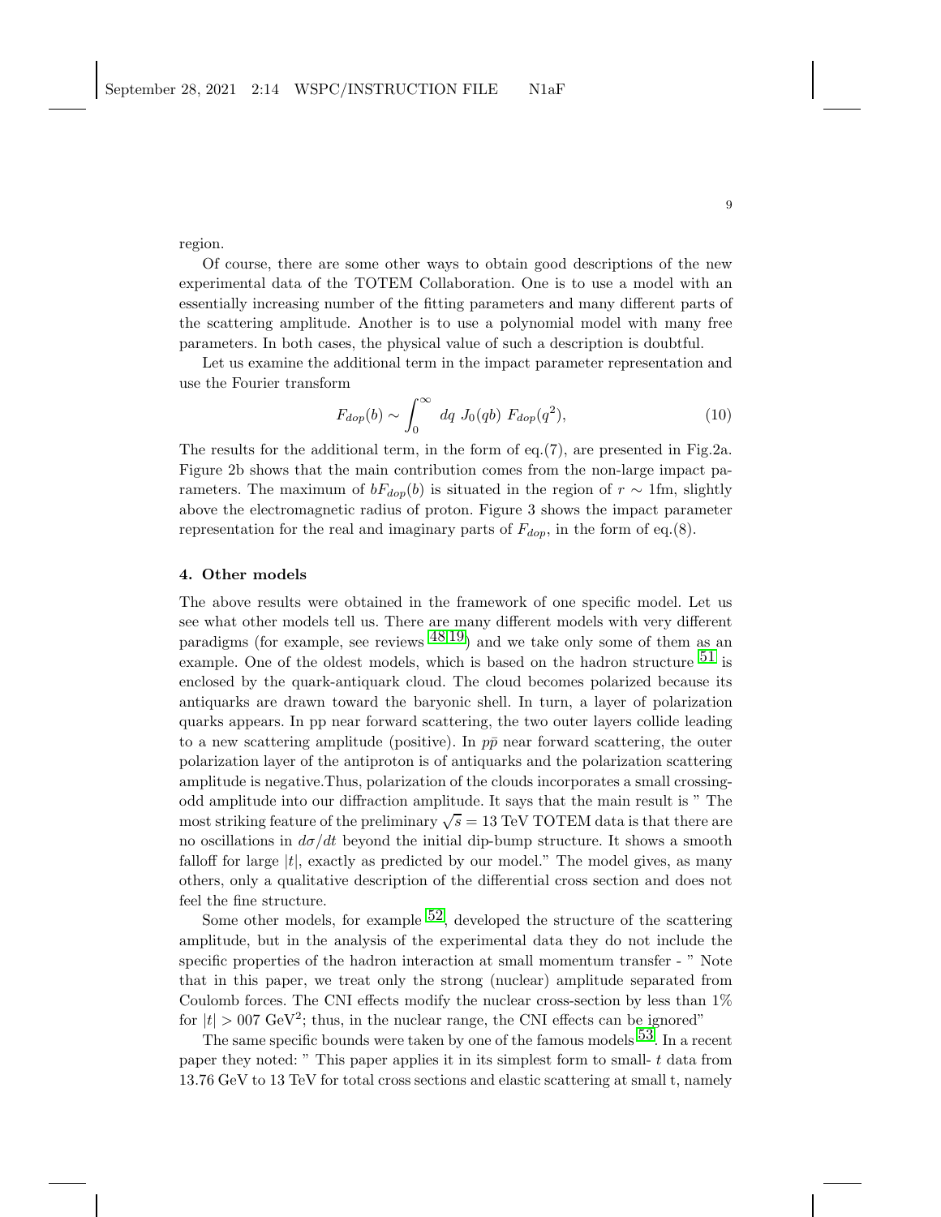region.

Of course, there are some other ways to obtain good descriptions of the new experimental data of the TOTEM Collaboration. One is to use a model with an essentially increasing number of the fitting parameters and many different parts of the scattering amplitude. Another is to use a polynomial model with many free parameters. In both cases, the physical value of such a description is doubtful.

Let us examine the additional term in the impact parameter representation and use the Fourier transform

$$F_{dop}(b) \sim \int_0^\infty \ dq \ J_0(qb) \ F_{dop}(q^2), \tag{10}$$

The results for the additional term, in the form of eq.(7), are presented in Fig.2a. Figure 2b shows that the main contribution comes from the non-large impact parameters. The maximum of $bF_{dop}(b)$ is situated in the region of $r \sim 1$fm, slightly above the electromagnetic radius of proton. Figure 3 shows the impact parameter representation for the real and imaginary parts of $F_{dop}$, in the form of eq.(8).

## 4. Other models

The above results were obtained in the framework of one specific model. Let us see what other models tell us. There are many different models with very different paradigms (for example, see reviews [48,19]) and we take only some of them as an example. One of the oldest models, which is based on the hadron structure [51] is enclosed by the quark-antiquark cloud. The cloud becomes polarized because its antiquarks are drawn toward the baryonic shell. In turn, a layer of polarization quarks appears. In pp near forward scattering, the two outer layers collide leading to a new scattering amplitude (positive). In $p\bar{p}$ near forward scattering, the outer polarization layer of the antiproton is of antiquarks and the polarization scattering amplitude is negative.Thus, polarization of the clouds incorporates a small crossing-odd amplitude into our diffraction amplitude. It says that the main result is " The most striking feature of the preliminary $\sqrt{s} = 13$ TeV TOTEM data is that there are no oscillations in $d\sigma/dt$ beyond the initial dip-bump structure. It shows a smooth falloff for large $|t|$, exactly as predicted by our model." The model gives, as many others, only a qualitative description of the differential cross section and does not feel the fine structure.

Some other models, for example [52], developed the structure of the scattering amplitude, but in the analysis of the experimental data they do not include the specific properties of the hadron interaction at small momentum transfer - " Note that in this paper, we treat only the strong (nuclear) amplitude separated from Coulomb forces. The CNI effects modify the nuclear cross-section by less than 1% for $|t| > 007$ GeV$^2$; thus, in the nuclear range, the CNI effects can be ignored"

The same specific bounds were taken by one of the famous models [53]. In a recent paper they noted: " This paper applies it in its simplest form to small- $t$ data from 13.76 GeV to 13 TeV for total cross sections and elastic scattering at small t, namely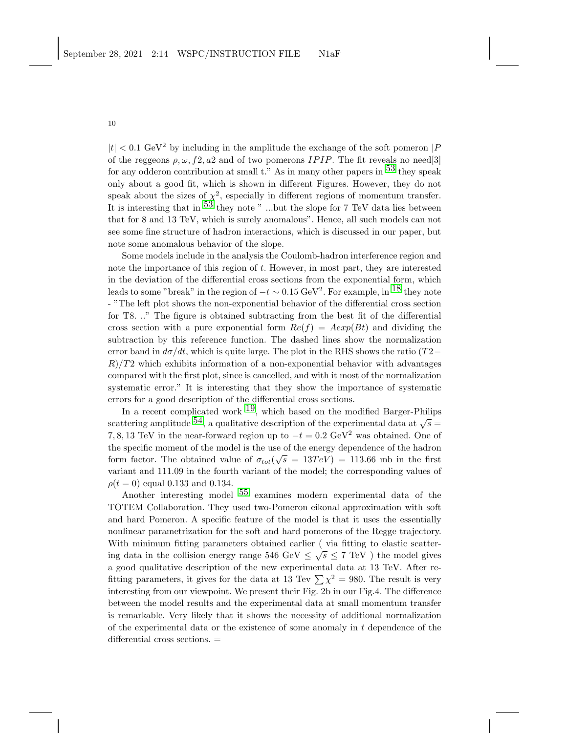$|t| < 0.1$ GeV$^2$ by including in the amplitude the exchange of the soft pomeron $|P$ of the reggeons $\rho, \omega, f2, a2$ and of two pomerons $IPIP$. The fit reveals no need[3] for any odderon contribution at small t." As in many other papers in [53] they speak only about a good fit, which is shown in different Figures. However, they do not speak about the sizes of $\chi^2$, especially in different regions of momentum transfer. It is interesting that in [53] they note " ...but the slope for 7 TeV data lies between that for 8 and 13 TeV, which is surely anomalous". Hence, all such models can not see some fine structure of hadron interactions, which is discussed in our paper, but note some anomalous behavior of the slope.

Some models include in the analysis the Coulomb-hadron interference region and note the importance of this region of $t$. However, in most part, they are interested in the deviation of the differential cross sections from the exponential form, which leads to some "break" in the region of $-t \sim 0.15$ GeV$^2$. For example, in [18] they note - "The left plot shows the non-exponential behavior of the differential cross section for T8. .." The figure is obtained subtracting from the best fit of the differential cross section with a pure exponential form $Re(f) = Aexp(Bt)$ and dividing the subtraction by this reference function. The dashed lines show the normalization error band in $d\sigma/dt$, which is quite large. The plot in the RHS shows the ratio $(T2-R)/T2$ which exhibits information of a non-exponential behavior with advantages compared with the first plot, since is cancelled, and with it most of the normalization systematic error." It is interesting that they show the importance of systematic errors for a good description of the differential cross sections.

In a recent complicated work [19], which based on the modified Barger-Philips scattering amplitude [54], a qualitative description of the experimental data at $\sqrt{s} = 7, 8, 13$ TeV in the near-forward region up to $-t = 0.2$ GeV$^2$ was obtained. One of the specific moment of the model is the use of the energy dependence of the hadron form factor. The obtained value of $\sigma_{tot}(\sqrt{s} = 13TeV) = 113.66$ mb in the first variant and 111.09 in the fourth variant of the model; the corresponding values of $\rho(t = 0)$ equal 0.133 and 0.134.

Another interesting model [55] examines modern experimental data of the TOTEM Collaboration. They used two-Pomeron eikonal approximation with soft and hard Pomeron. A specific feature of the model is that it uses the essentially nonlinear parametrization for the soft and hard pomerons of the Regge trajectory. With minimum fitting parameters obtained earlier ( via fitting to elastic scattering data in the collision energy range 546 GeV $\leq \sqrt{s} \leq 7$ TeV ) the model gives a good qualitative description of the new experimental data at 13 TeV. After refitting parameters, it gives for the data at 13 Tev $\sum \chi^2 = 980$. The result is very interesting from our viewpoint. We present their Fig. 2b in our Fig.4. The difference between the model results and the experimental data at small momentum transfer is remarkable. Very likely that it shows the necessity of additional normalization of the experimental data or the existence of some anomaly in $t$ dependence of the differential cross sections. =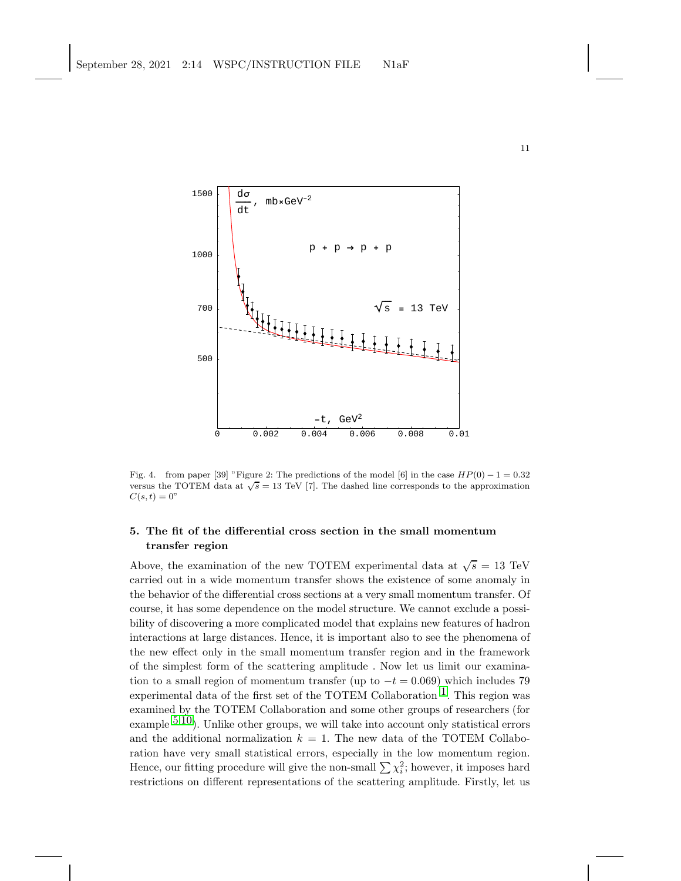Fig. 4. from paper [39] "Figure 2: The predictions of the model [6] in the case $HP(0) - 1 = 0.32$ versus the TOTEM data at $\sqrt{s} = 13$ TeV [7]. The dashed line corresponds to the approximation $C(s,t) = 0$"

## 5. The fit of the differential cross section in the small momentum transfer region

Above, the examination of the new TOTEM experimental data at $\sqrt{s} = 13$ TeV carried out in a wide momentum transfer shows the existence of some anomaly in the behavior of the differential cross sections at a very small momentum transfer. Of course, it has some dependence on the model structure. We cannot exclude a possibility of discovering a more complicated model that explains new features of hadron interactions at large distances. Hence, it is important also to see the phenomena of the new effect only in the small momentum transfer region and in the framework of the simplest form of the scattering amplitude . Now let us limit our examination to a small region of momentum transfer (up to $-t = 0.069$) which includes 79 experimental data of the first set of the TOTEM Collaboration [1]. This region was examined by the TOTEM Collaboration and some other groups of researchers (for example [5,10]). Unlike other groups, we will take into account only statistical errors and the additional normalization $k = 1$. The new data of the TOTEM Collaboration have very small statistical errors, especially in the low momentum region. Hence, our fitting procedure will give the non-small $\sum \chi_i^2$; however, it imposes hard restrictions on different representations of the scattering amplitude. Firstly, let us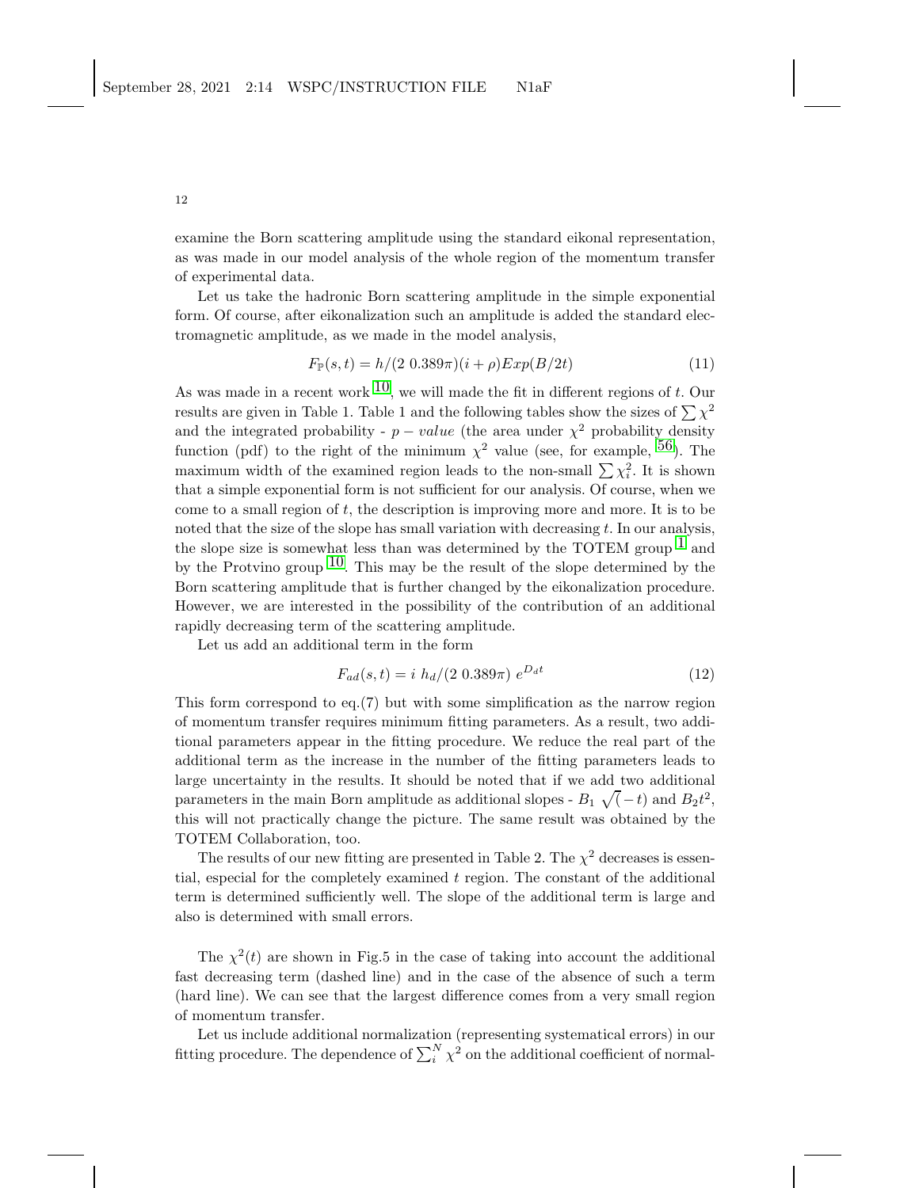examine the Born scattering amplitude using the standard eikonal representation, as was made in our model analysis of the whole region of the momentum transfer of experimental data.

Let us take the hadronic Born scattering amplitude in the simple exponential form. Of course, after eikonalization such an amplitude is added the standard electromagnetic amplitude, as we made in the model analysis,

$$F_{\mathbb{P}}(s,t) = h/(2\ 0.389\pi)(i+\rho)Exp(B/2t) \tag{11}$$

As was made in a recent work [10], we will made the fit in different regions of $t$. Our results are given in Table 1. Table 1 and the following tables show the sizes of $\sum \chi^2$ and the integrated probability - $p - value$ (the area under $\chi^2$ probability density function (pdf) to the right of the minimum $\chi^2$ value (see, for example, [56]). The maximum width of the examined region leads to the non-small $\sum \chi_i^2$. It is shown that a simple exponential form is not sufficient for our analysis. Of course, when we come to a small region of $t$, the description is improving more and more. It is to be noted that the size of the slope has small variation with decreasing $t$. In our analysis, the slope size is somewhat less than was determined by the TOTEM group [1] and by the Protvino group [10]. This may be the result of the slope determined by the Born scattering amplitude that is further changed by the eikonalization procedure. However, we are interested in the possibility of the contribution of an additional rapidly decreasing term of the scattering amplitude.

Let us add an additional term in the form

$$F_{ad}(s,t) = i\ h_d/(2\ 0.389\pi)\ e^{D_d t} \tag{12}$$

This form correspond to eq.(7) but with some simplification as the narrow region of momentum transfer requires minimum fitting parameters. As a result, two additional parameters appear in the fitting procedure. We reduce the real part of the additional term as the increase in the number of the fitting parameters leads to large uncertainty in the results. It should be noted that if we add two additional parameters in the main Born amplitude as additional slopes - $B_1\ \sqrt(-t)$ and $B_2 t^2$, this will not practically change the picture. The same result was obtained by the TOTEM Collaboration, too.

The results of our new fitting are presented in Table 2. The $\chi^2$ decreases is essential, especial for the completely examined $t$ region. The constant of the additional term is determined sufficiently well. The slope of the additional term is large and also is determined with small errors.

The $\chi^2(t)$ are shown in Fig.5 in the case of taking into account the additional fast decreasing term (dashed line) and in the case of the absence of such a term (hard line). We can see that the largest difference comes from a very small region of momentum transfer.

Let us include additional normalization (representing systematical errors) in our fitting procedure. The dependence of $\sum_i^N \chi^2$ on the additional coefficient of normal-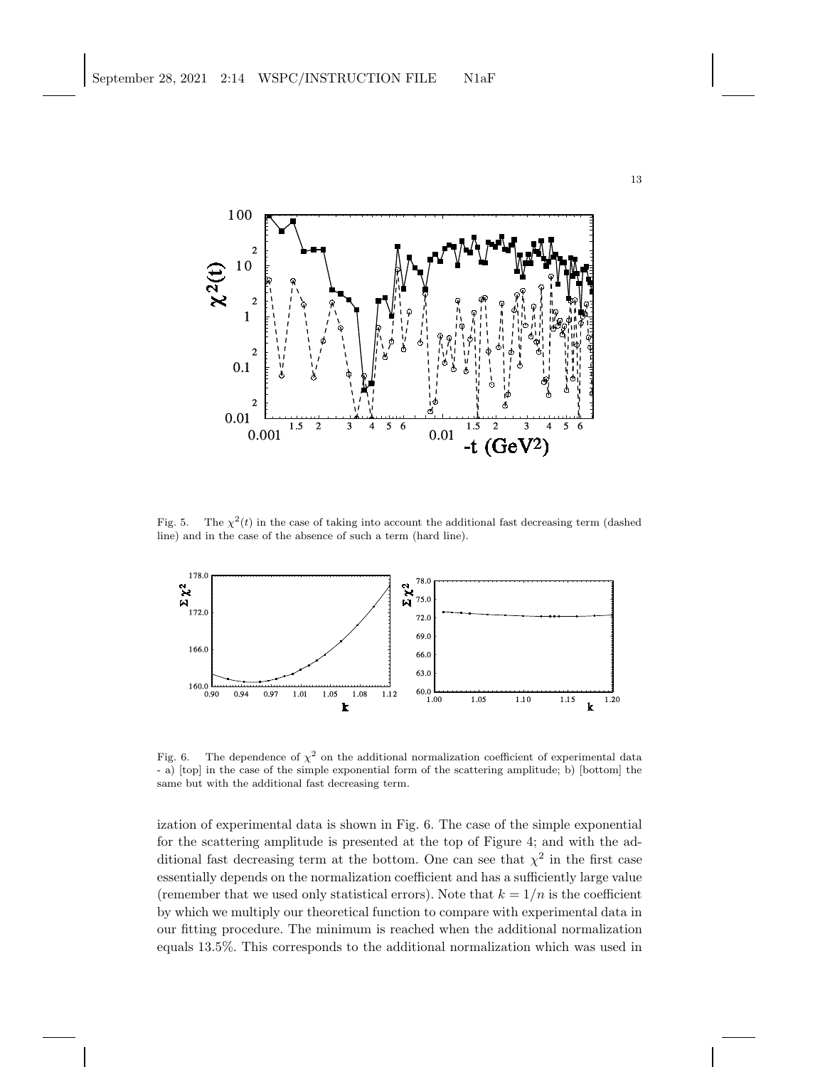Fig. 5. The $\chi^2(t)$ in the case of taking into account the additional fast decreasing term (dashed line) and in the case of the absence of such a term (hard line).

Fig. 6. The dependence of $\chi^2$ on the additional normalization coefficient of experimental data - a) [top] in the case of the simple exponential form of the scattering amplitude; b) [bottom] the same but with the additional fast decreasing term.

ization of experimental data is shown in Fig. 6. The case of the simple exponential for the scattering amplitude is presented at the top of Figure 4; and with the additional fast decreasing term at the bottom. One can see that $\chi^2$ in the first case essentially depends on the normalization coefficient and has a sufficiently large value (remember that we used only statistical errors). Note that $k = 1/n$ is the coefficient by which we multiply our theoretical function to compare with experimental data in our fitting procedure. The minimum is reached when the additional normalization equals 13.5%. This corresponds to the additional normalization which was used in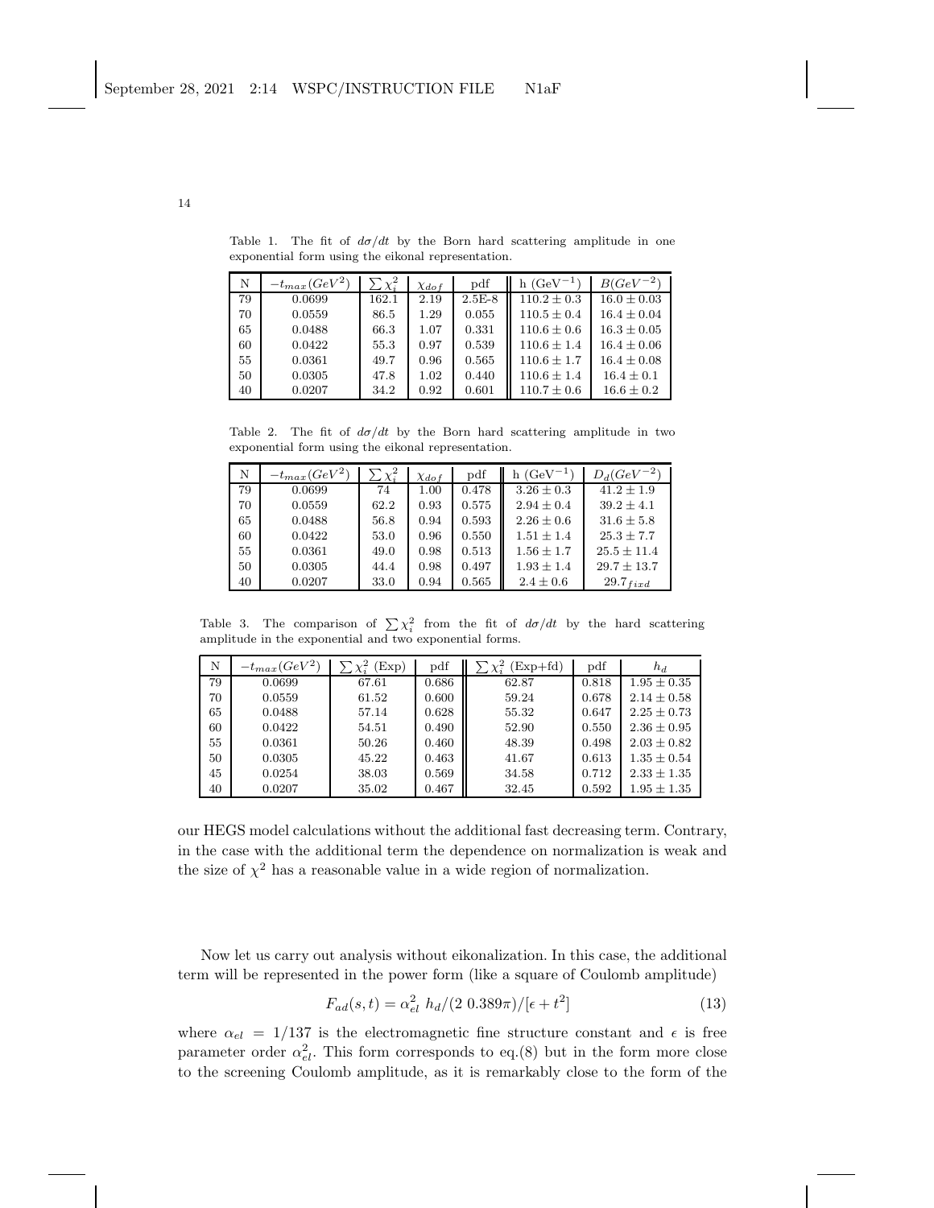Table 1. The fit of $d\sigma/dt$ by the Born hard scattering amplitude in one exponential form using the eikonal representation.

| N | $-t_{max}(GeV^2)$ | $\sum \chi_i^2$ | $\chi_{dof}$ | pdf | h (GeV$^{-1}$) | $B(GeV^{-2})$ |
|---|---|---|---|---|---|---|
| 79 | 0.0699 | 162.1 | 2.19 | 2.5E-8 | $110.2 \pm 0.3$ | $16.0 \pm 0.03$ |
| 70 | 0.0559 | 86.5 | 1.29 | 0.055 | $110.5 \pm 0.4$ | $16.4 \pm 0.04$ |
| 65 | 0.0488 | 66.3 | 1.07 | 0.331 | $110.6 \pm 0.6$ | $16.3 \pm 0.05$ |
| 60 | 0.0422 | 55.3 | 0.97 | 0.539 | $110.6 \pm 1.4$ | $16.4 \pm 0.06$ |
| 55 | 0.0361 | 49.7 | 0.96 | 0.565 | $110.6 \pm 1.7$ | $16.4 \pm 0.08$ |
| 50 | 0.0305 | 47.8 | 1.02 | 0.440 | $110.6 \pm 1.4$ | $16.4 \pm 0.1$ |
| 40 | 0.0207 | 34.2 | 0.92 | 0.601 | $110.7 \pm 0.6$ | $16.6 \pm 0.2$ |

Table 2. The fit of $d\sigma/dt$ by the Born hard scattering amplitude in two exponential form using the eikonal representation.

| N | $-t_{max}(GeV^2)$ | $\sum \chi_i^2$ | $\chi_{dof}$ | pdf | h (GeV$^{-1}$) | $D_d(GeV^{-2})$ |
|---|---|---|---|---|---|---|
| 79 | 0.0699 | 74 | 1.00 | 0.478 | $3.26 \pm 0.3$ | $41.2 \pm 1.9$ |
| 70 | 0.0559 | 62.2 | 0.93 | 0.575 | $2.94 \pm 0.4$ | $39.2 \pm 4.1$ |
| 65 | 0.0488 | 56.8 | 0.94 | 0.593 | $2.26 \pm 0.6$ | $31.6 \pm 5.8$ |
| 60 | 0.0422 | 53.0 | 0.96 | 0.550 | $1.51 \pm 1.4$ | $25.3 \pm 7.7$ |
| 55 | 0.0361 | 49.0 | 0.98 | 0.513 | $1.56 \pm 1.7$ | $25.5 \pm 11.4$ |
| 50 | 0.0305 | 44.4 | 0.98 | 0.497 | $1.93 \pm 1.4$ | $29.7 \pm 13.7$ |
| 40 | 0.0207 | 33.0 | 0.94 | 0.565 | $2.4 \pm 0.6$ | $29.7_{fixd}$ |

Table 3. The comparison of $\sum \chi_i^2$ from the fit of $d\sigma/dt$ by the hard scattering amplitude in the exponential and two exponential forms.

| N | $-t_{max}(GeV^2)$ | $\sum \chi_i^2$ (Exp) | pdf | $\sum \chi_i^2$ (Exp+fd) | pdf | $h_d$ |
|---|---|---|---|---|---|---|
| 79 | 0.0699 | 67.61 | 0.686 | 62.87 | 0.818 | $1.95 \pm 0.35$ |
| 70 | 0.0559 | 61.52 | 0.600 | 59.24 | 0.678 | $2.14 \pm 0.58$ |
| 65 | 0.0488 | 57.14 | 0.628 | 55.32 | 0.647 | $2.25 \pm 0.73$ |
| 60 | 0.0422 | 54.51 | 0.490 | 52.90 | 0.550 | $2.36 \pm 0.95$ |
| 55 | 0.0361 | 50.26 | 0.460 | 48.39 | 0.498 | $2.03 \pm 0.82$ |
| 50 | 0.0305 | 45.22 | 0.463 | 41.67 | 0.613 | $1.35 \pm 0.54$ |
| 45 | 0.0254 | 38.03 | 0.569 | 34.58 | 0.712 | $2.33 \pm 1.35$ |
| 40 | 0.0207 | 35.02 | 0.467 | 32.45 | 0.592 | $1.95 \pm 1.35$ |

our HEGS model calculations without the additional fast decreasing term. Contrary, in the case with the additional term the dependence on normalization is weak and the size of $\chi^2$ has a reasonable value in a wide region of normalization.

Now let us carry out analysis without eikonalization. In this case, the additional term will be represented in the power form (like a square of Coulomb amplitude)

$$F_{ad}(s,t) = \alpha_{el}^2 \; h_d/(2\; 0.389\pi)/[\epsilon + t^2] \tag{13}$$

where $\alpha_{el} = 1/137$ is the electromagnetic fine structure constant and $\epsilon$ is free parameter order $\alpha_{el}^2$. This form corresponds to eq.(8) but in the form more close to the screening Coulomb amplitude, as it is remarkably close to the form of the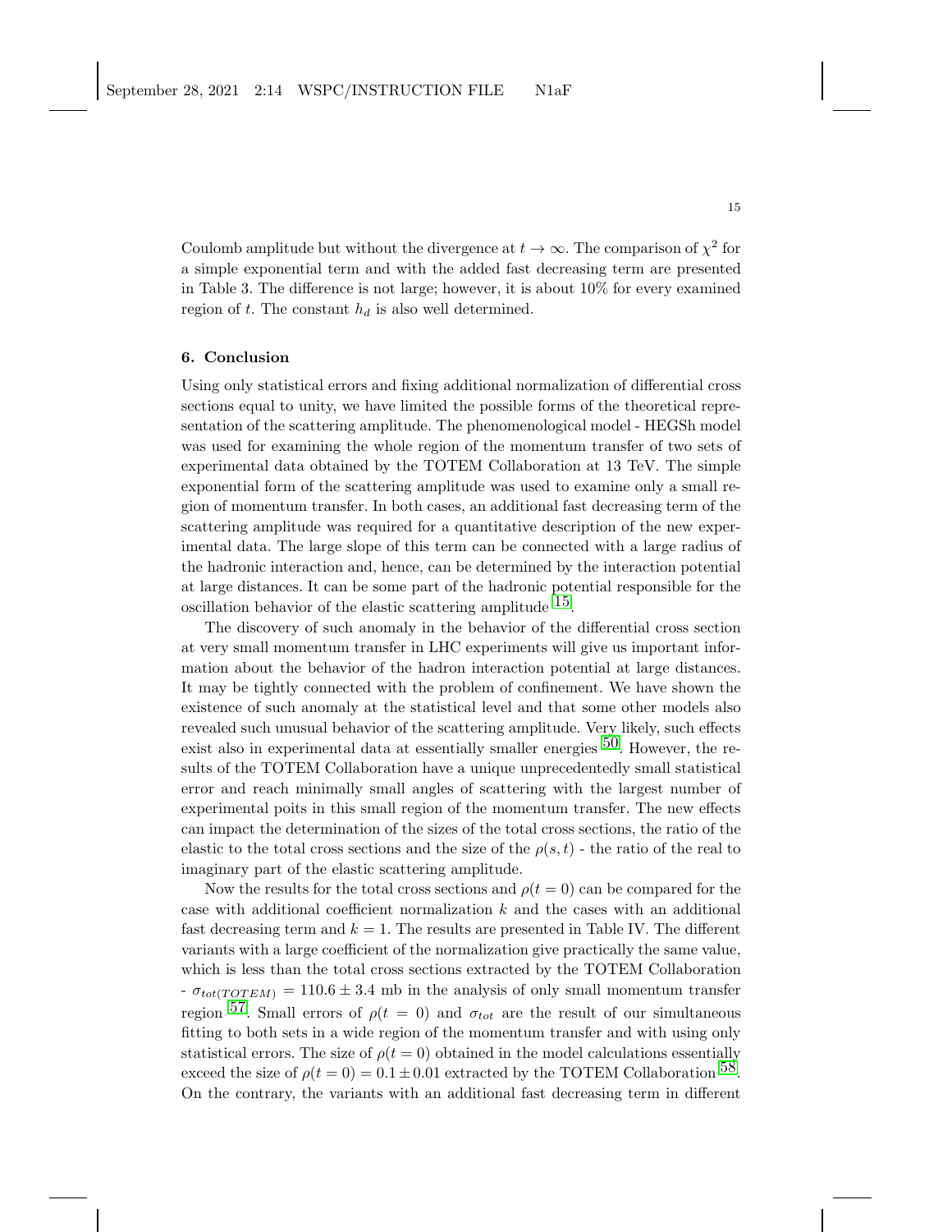Coulomb amplitude but without the divergence at $t \to \infty$. The comparison of $\chi^2$ for a simple exponential term and with the added fast decreasing term are presented in Table 3. The difference is not large; however, it is about 10% for every examined region of $t$. The constant $h_d$ is also well determined.

## 6. Conclusion

Using only statistical errors and fixing additional normalization of differential cross sections equal to unity, we have limited the possible forms of the theoretical representation of the scattering amplitude. The phenomenological model - HEGSh model was used for examining the whole region of the momentum transfer of two sets of experimental data obtained by the TOTEM Collaboration at 13 TeV. The simple exponential form of the scattering amplitude was used to examine only a small region of momentum transfer. In both cases, an additional fast decreasing term of the scattering amplitude was required for a quantitative description of the new experimental data. The large slope of this term can be connected with a large radius of the hadronic interaction and, hence, can be determined by the interaction potential at large distances. It can be some part of the hadronic potential responsible for the oscillation behavior of the elastic scattering amplitude [15].

The discovery of such anomaly in the behavior of the differential cross section at very small momentum transfer in LHC experiments will give us important information about the behavior of the hadron interaction potential at large distances. It may be tightly connected with the problem of confinement. We have shown the existence of such anomaly at the statistical level and that some other models also revealed such unusual behavior of the scattering amplitude. Very likely, such effects exist also in experimental data at essentially smaller energies [50]. However, the results of the TOTEM Collaboration have a unique unprecedentedly small statistical error and reach minimally small angles of scattering with the largest number of experimental poits in this small region of the momentum transfer. The new effects can impact the determination of the sizes of the total cross sections, the ratio of the elastic to the total cross sections and the size of the $\rho(s,t)$ - the ratio of the real to imaginary part of the elastic scattering amplitude.

Now the results for the total cross sections and $\rho(t=0)$ can be compared for the case with additional coefficient normalization $k$ and the cases with an additional fast decreasing term and $k=1$. The results are presented in Table IV. The different variants with a large coefficient of the normalization give practically the same value, which is less than the total cross sections extracted by the TOTEM Collaboration - $\sigma_{tot(TOTEM)} = 110.6 \pm 3.4$ mb in the analysis of only small momentum transfer region [57]. Small errors of $\rho(t=0)$ and $\sigma_{tot}$ are the result of our simultaneous fitting to both sets in a wide region of the momentum transfer and with using only statistical errors. The size of $\rho(t=0)$ obtained in the model calculations essentially exceed the size of $\rho(t=0) = 0.1 \pm 0.01$ extracted by the TOTEM Collaboration [58]. On the contrary, the variants with an additional fast decreasing term in different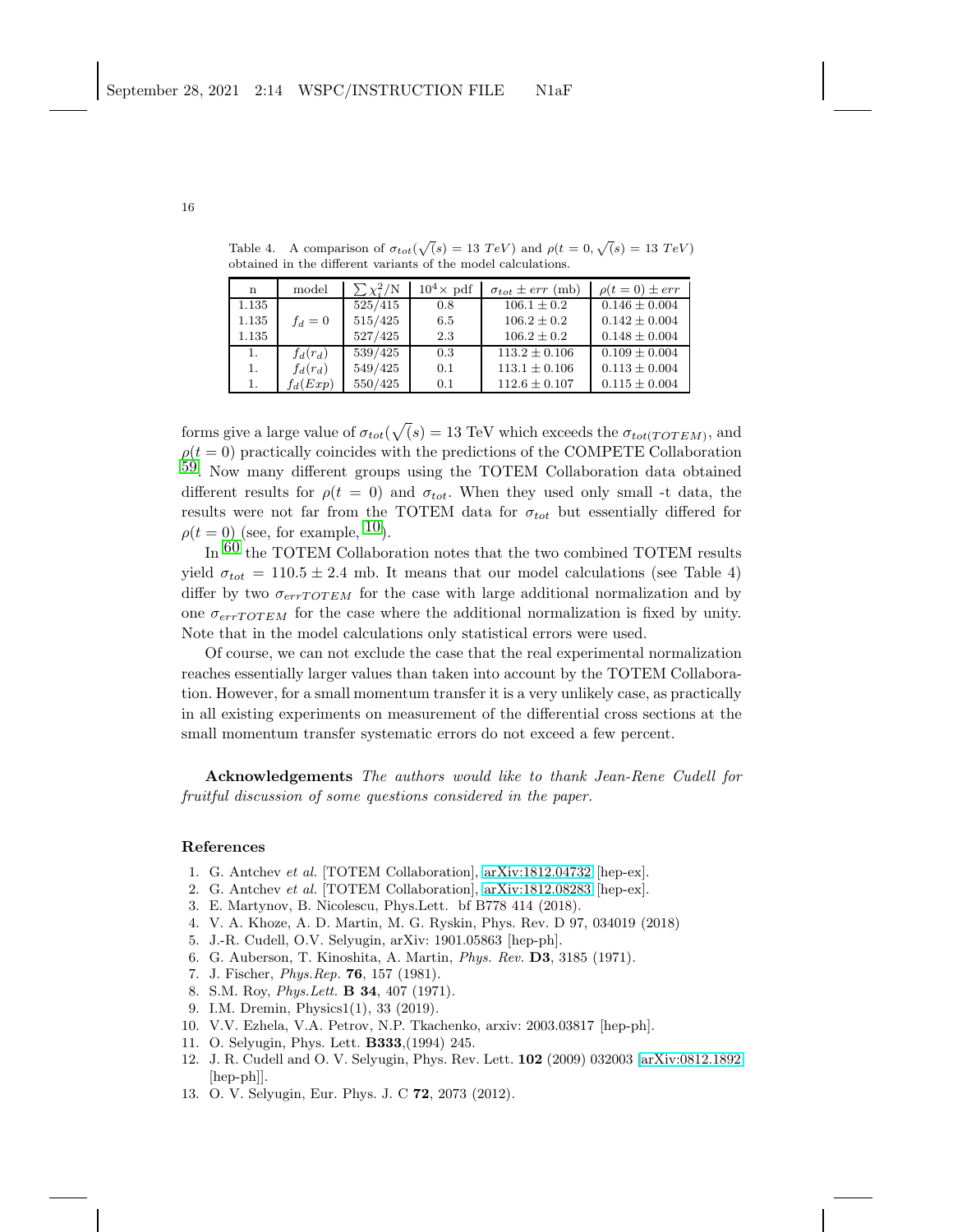Table 4. A comparison of $\sigma_{tot}(\sqrt(s) = 13\ TeV)$ and $\rho(t = 0, \sqrt(s) = 13\ TeV)$ obtained in the different variants of the model calculations.

| n | model | $\sum \chi_i^2$/N | $10^4\times$ pdf | $\sigma_{tot} \pm err$ (mb) | $\rho(t=0) \pm err$ |
|---|---|---|---|---|---|
| 1.135 | | 525/415 | 0.8 | $106.1 \pm 0.2$ | $0.146 \pm 0.004$ |
| 1.135 | $f_d = 0$ | 515/425 | 6.5 | $106.2 \pm 0.2$ | $0.142 \pm 0.004$ |
| 1.135 | | 527/425 | 2.3 | $106.2 \pm 0.2$ | $0.148 \pm 0.004$ |
| 1. | $f_d(r_d)$ | 539/425 | 0.3 | $113.2 \pm 0.106$ | $0.109 \pm 0.004$ |
| 1. | $f_d(r_d)$ | 549/425 | 0.1 | $113.1 \pm 0.106$ | $0.113 \pm 0.004$ |
| 1. | $f_d(Exp)$ | 550/425 | 0.1 | $112.6 \pm 0.107$ | $0.115 \pm 0.004$ |

forms give a large value of $\sigma_{tot}(\sqrt(s) = 13$ TeV which exceeds the $\sigma_{tot(TOTEM)}$, and $\rho(t = 0)$ practically coincides with the predictions of the COMPETE Collaboration [59]. Now many different groups using the TOTEM Collaboration data obtained different results for $\rho(t = 0)$ and $\sigma_{tot}$. When they used only small -t data, the results were not far from the TOTEM data for $\sigma_{tot}$ but essentially differed for $\rho(t = 0)$ (see, for example, [10]).

In [60] the TOTEM Collaboration notes that the two combined TOTEM results yield $\sigma_{tot} = 110.5 \pm 2.4$ mb. It means that our model calculations (see Table 4) differ by two $\sigma_{errTOTEM}$ for the case with large additional normalization and by one $\sigma_{errTOTEM}$ for the case where the additional normalization is fixed by unity. Note that in the model calculations only statistical errors were used.

Of course, we can not exclude the case that the real experimental normalization reaches essentially larger values than taken into account by the TOTEM Collaboration. However, for a small momentum transfer it is a very unlikely case, as practically in all existing experiments on measurement of the differential cross sections at the small momentum transfer systematic errors do not exceed a few percent.

**Acknowledgements** *The authors would like to thank Jean-Rene Cudell for fruitful discussion of some questions considered in the paper.*

## References

1. G. Antchev *et al.* [TOTEM Collaboration], arXiv:1812.04732 [hep-ex].
2. G. Antchev *et al.* [TOTEM Collaboration], arXiv:1812.08283 [hep-ex].
3. E. Martynov, B. Nicolescu, Phys.Lett. bf B778 414 (2018).
4. V. A. Khoze, A. D. Martin, M. G. Ryskin, Phys. Rev. D 97, 034019 (2018)
5. J.-R. Cudell, O.V. Selyugin, arXiv: 1901.05863 [hep-ph].
6. G. Auberson, T. Kinoshita, A. Martin, *Phys. Rev.* **D3**, 3185 (1971).
7. J. Fischer, *Phys.Rep.* **76**, 157 (1981).
8. S.M. Roy, *Phys.Lett.* **B 34**, 407 (1971).
9. I.M. Dremin, Physics1(1), 33 (2019).
10. V.V. Ezhela, V.A. Petrov, N.P. Tkachenko, arxiv: 2003.03817 [hep-ph].
11. O. Selyugin, Phys. Lett. **B333**,(1994) 245.
12. J. R. Cudell and O. V. Selyugin, Phys. Rev. Lett. **102** (2009) 032003 [arXiv:0812.1892 [hep-ph]].
13. O. V. Selyugin, Eur. Phys. J. C **72**, 2073 (2012).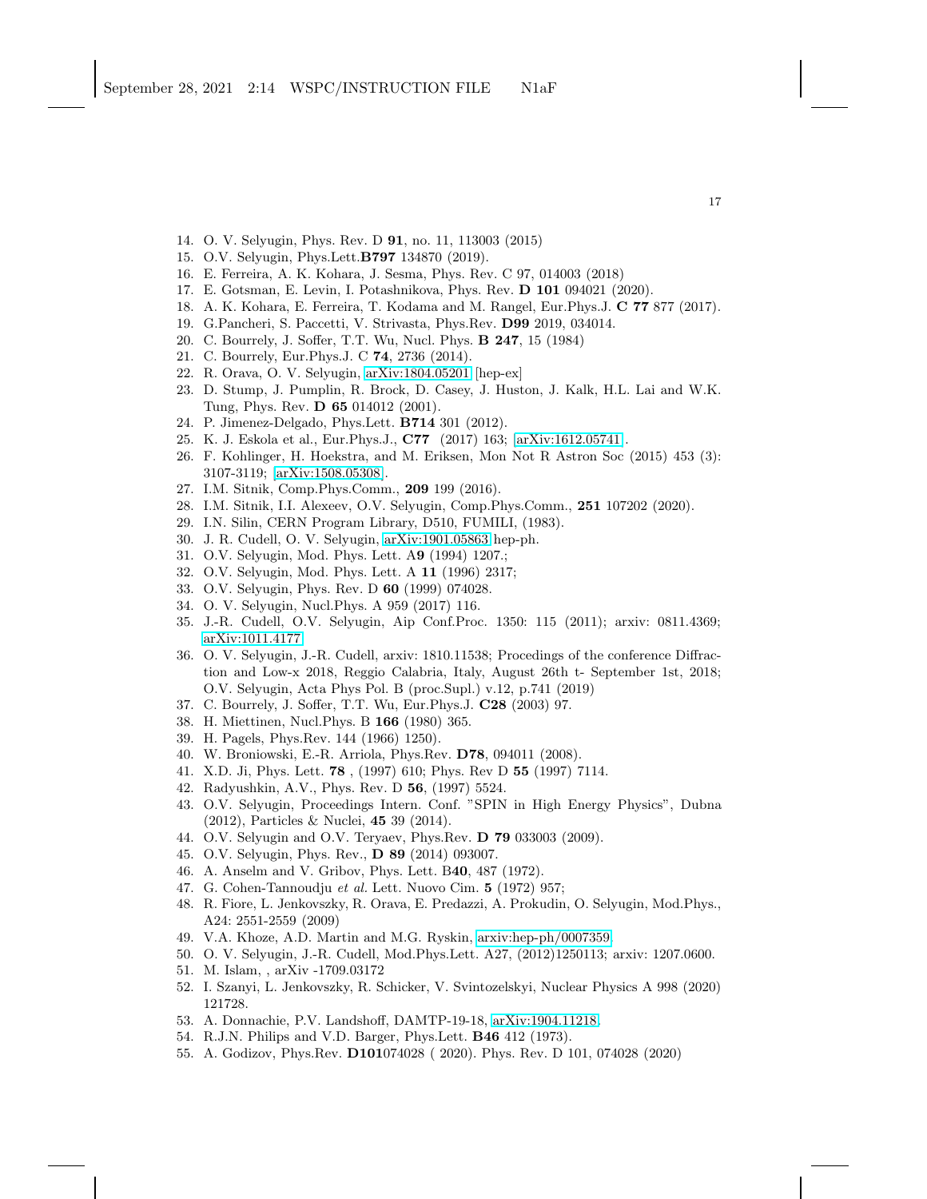14. O. V. Selyugin, Phys. Rev. D **91**, no. 11, 113003 (2015)
15. O.V. Selyugin, Phys.Lett.**B797** 134870 (2019).
16. E. Ferreira, A. K. Kohara, J. Sesma, Phys. Rev. C 97, 014003 (2018)
17. E. Gotsman, E. Levin, I. Potashnikova, Phys. Rev. **D 101** 094021 (2020).
18. A. K. Kohara, E. Ferreira, T. Kodama and M. Rangel, Eur.Phys.J. **C 77** 877 (2017).
19. G.Pancheri, S. Paccetti, V. Strivasta, Phys.Rev. **D99** 2019, 034014.
20. C. Bourrely, J. Soffer, T.T. Wu, Nucl. Phys. **B 247**, 15 (1984)
21. C. Bourrely, Eur.Phys.J. C **74**, 2736 (2014).
22. R. Orava, O. V. Selyugin, arXiv:1804.05201 [hep-ex]
23. D. Stump, J. Pumplin, R. Brock, D. Casey, J. Huston, J. Kalk, H.L. Lai and W.K. Tung, Phys. Rev. **D 65** 014012 (2001).
24. P. Jimenez-Delgado, Phys.Lett. **B714** 301 (2012).
25. K. J. Eskola et al., Eur.Phys.J., **C77** (2017) 163; arXiv:1612.05741.
26. F. Kohlinger, H. Hoekstra, and M. Eriksen, Mon Not R Astron Soc (2015) 453 (3): 3107-3119; arXiv:1508.05308.
27. I.M. Sitnik, Comp.Phys.Comm., **209** 199 (2016).
28. I.M. Sitnik, I.I. Alexeev, O.V. Selyugin, Comp.Phys.Comm., **251** 107202 (2020).
29. I.N. Silin, CERN Program Library, D510, FUMILI, (1983).
30. J. R. Cudell, O. V. Selyugin, arXiv:1901.05863 hep-ph.
31. O.V. Selyugin, Mod. Phys. Lett. A**9** (1994) 1207.;
32. O.V. Selyugin, Mod. Phys. Lett. A **11** (1996) 2317;
33. O.V. Selyugin, Phys. Rev. D **60** (1999) 074028.
34. O. V. Selyugin, Nucl.Phys. A 959 (2017) 116.
35. J.-R. Cudell, O.V. Selyugin, Aip Conf.Proc. 1350: 115 (2011); arxiv: 0811.4369; arXiv:1011.4177.
36. O. V. Selyugin, J.-R. Cudell, arxiv: 1810.11538; Procedings of the conference Diffraction and Low-x 2018, Reggio Calabria, Italy, August 26th t- September 1st, 2018; O.V. Selyugin, Acta Phys Pol. B (proc.Supl.) v.12, p.741 (2019)
37. C. Bourrely, J. Soffer, T.T. Wu, Eur.Phys.J. **C28** (2003) 97.
38. H. Miettinen, Nucl.Phys. B **166** (1980) 365.
39. H. Pagels, Phys.Rev. 144 (1966) 1250).
40. W. Broniowski, E.-R. Arriola, Phys.Rev. **D78**, 094011 (2008).
41. X.D. Ji, Phys. Lett. **78** , (1997) 610; Phys. Rev D **55** (1997) 7114.
42. Radyushkin, A.V., Phys. Rev. D **56**, (1997) 5524.
43. O.V. Selyugin, Proceedings Intern. Conf. "SPIN in High Energy Physics", Dubna (2012), Particles & Nuclei, **45** 39 (2014).
44. O.V. Selyugin and O.V. Teryaev, Phys.Rev. **D 79** 033003 (2009).
45. O.V. Selyugin, Phys. Rev., **D 89** (2014) 093007.
46. A. Anselm and V. Gribov, Phys. Lett. B**40**, 487 (1972).
47. G. Cohen-Tannoudju *et al.* Lett. Nuovo Cim. **5** (1972) 957;
48. R. Fiore, L. Jenkovszky, R. Orava, E. Predazzi, A. Prokudin, O. Selyugin, Mod.Phys., A24: 2551-2559 (2009)
49. V.A. Khoze, A.D. Martin and M.G. Ryskin, arxiv:hep-ph/0007359.
50. O. V. Selyugin, J.-R. Cudell, Mod.Phys.Lett. A27, (2012)1250113; arxiv: 1207.0600.
51. M. Islam, , arXiv -1709.03172
52. I. Szanyi, L. Jenkovszky, R. Schicker, V. Svintozelskyi, Nuclear Physics A 998 (2020) 121728.
53. A. Donnachie, P.V. Landshoff, DAMTP-19-18, arXiv:1904.11218.
54. R.J.N. Philips and V.D. Barger, Phys.Lett. **B46** 412 (1973).
55. A. Godizov, Phys.Rev. **D101**074028 ( 2020). Phys. Rev. D 101, 074028 (2020)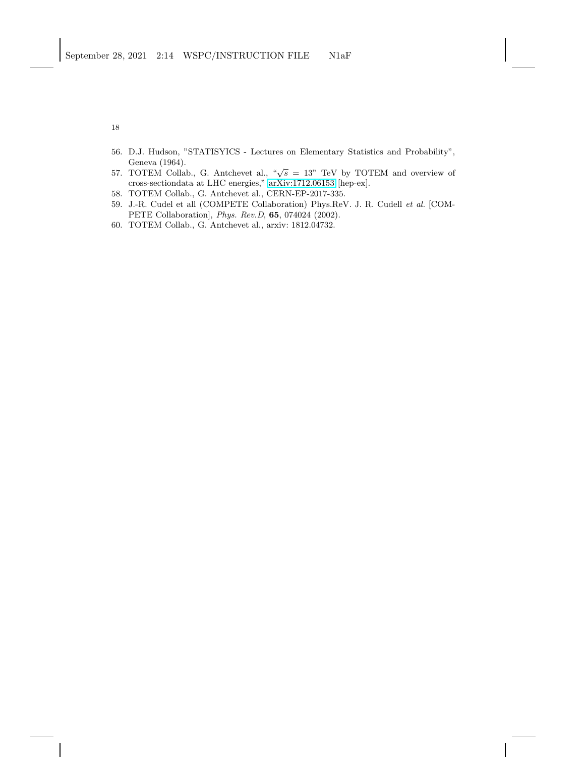56. D.J. Hudson, "STATISYICS - Lectures on Elementary Statistics and Probability", Geneva (1964).
57. TOTEM Collab., G. Antchevet al., "$\sqrt{s} = 13$" TeV by TOTEM and overview of cross-sectiondata at LHC energies," arXiv:1712.06153 [hep-ex].
58. TOTEM Collab., G. Antchevet al., CERN-EP-2017-335.
59. J.-R. Cudel et all (COMPETE Collaboration) Phys.ReV. J. R. Cudell *et al.* [COMPETE Collaboration], *Phys. Rev.D*, **65**, 074024 (2002).
60. TOTEM Collab., G. Antchevet al., arxiv: 1812.04732.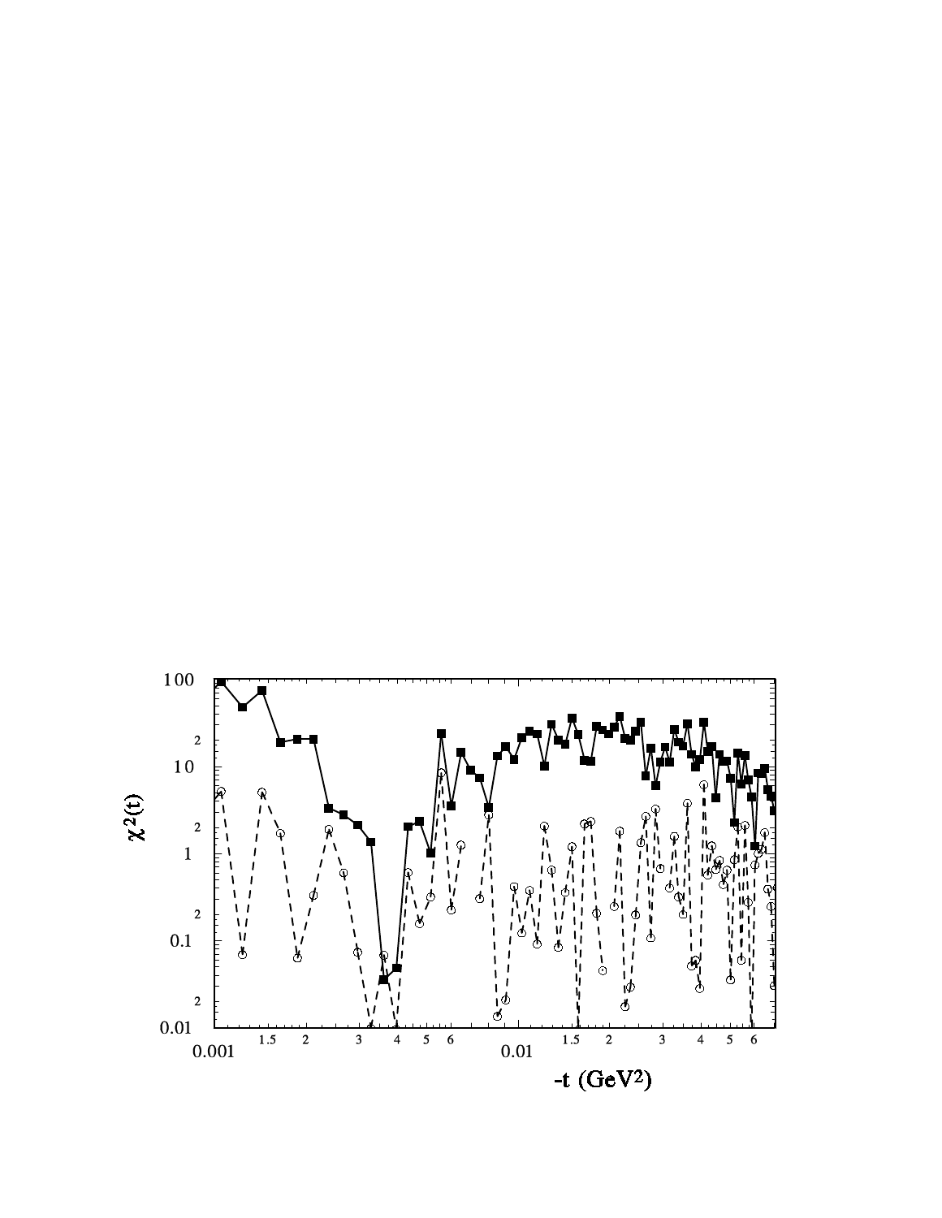$\chi^2(t)$

$-t$ (GeV$^2$)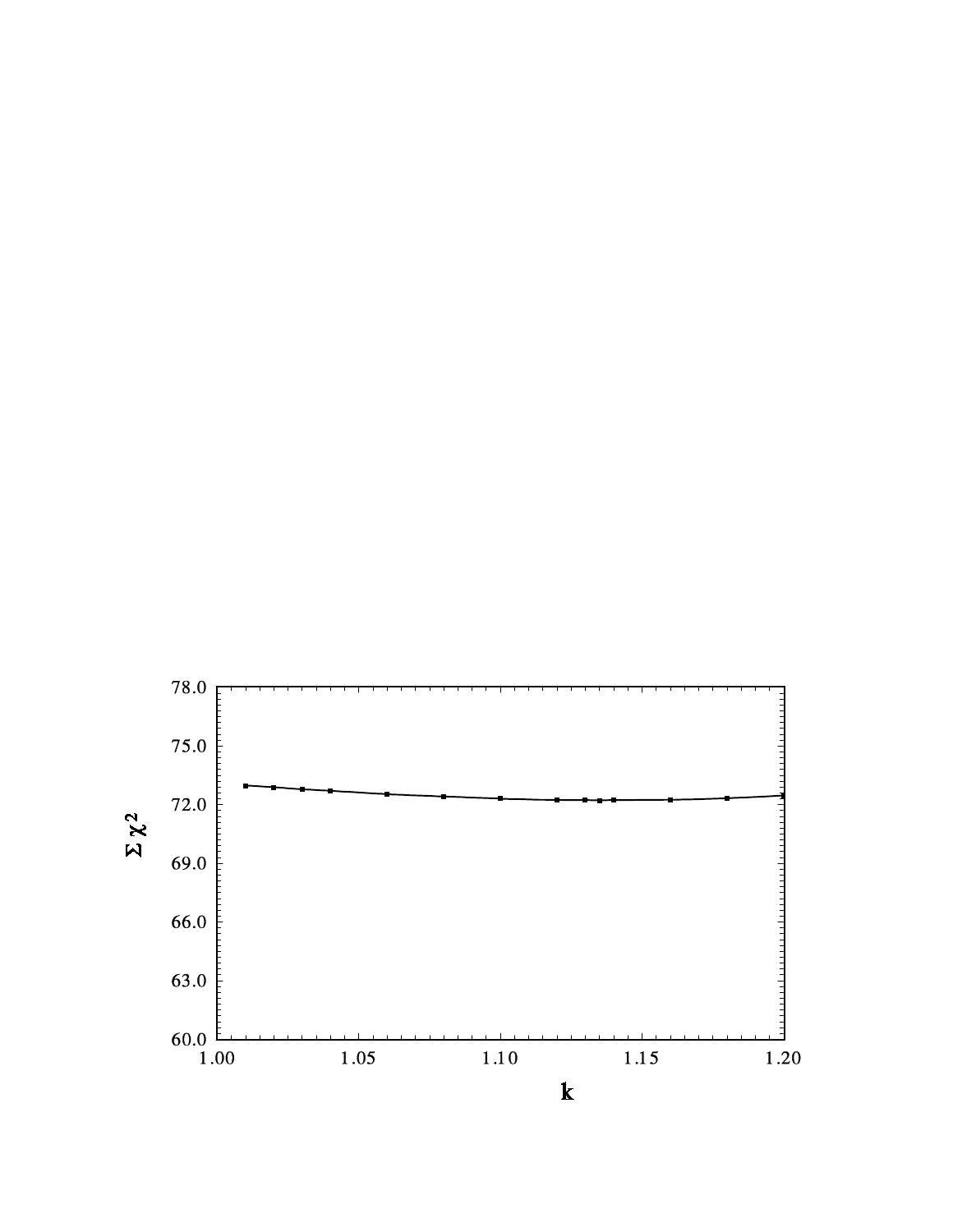78.0

75.0

72.0

$\Sigma\,\chi^2$

69.0

66.0

63.0

60.0

1.00 1.05 1.10 1.15 1.20

**k**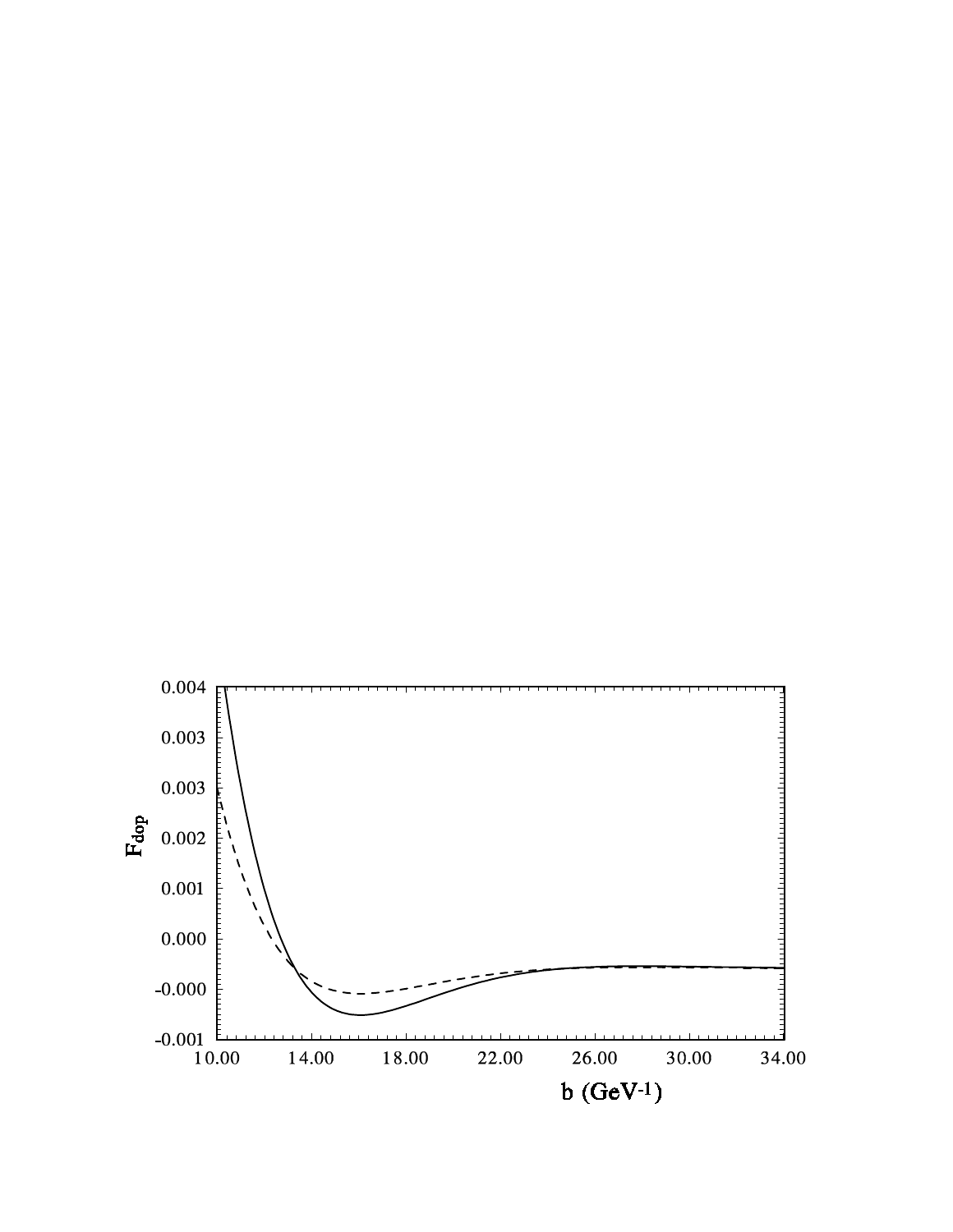0.004

0.003

0.003

0.002

0.001

0.000

-0.000

-0.001

$F_{dop}$

10.00 14.00 18.00 22.00 26.00 30.00 34.00

b ($GeV^{-1}$)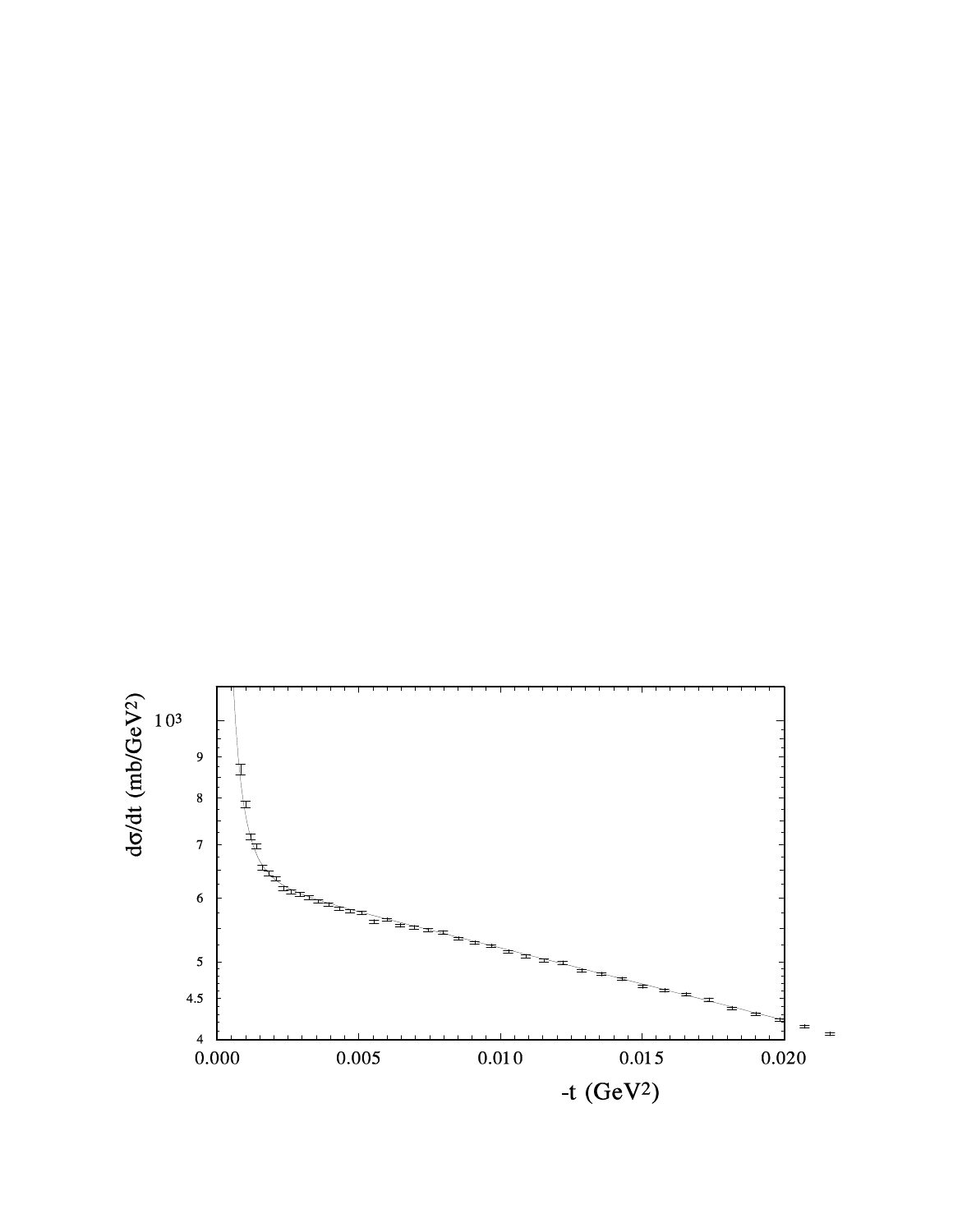$d\sigma/dt$ (mb/GeV$^2$)

$10^3$

9

8

7

6

5

4.5

4

0.000 0.005 0.010 0.015 0.020

$-t$ (GeV$^2$)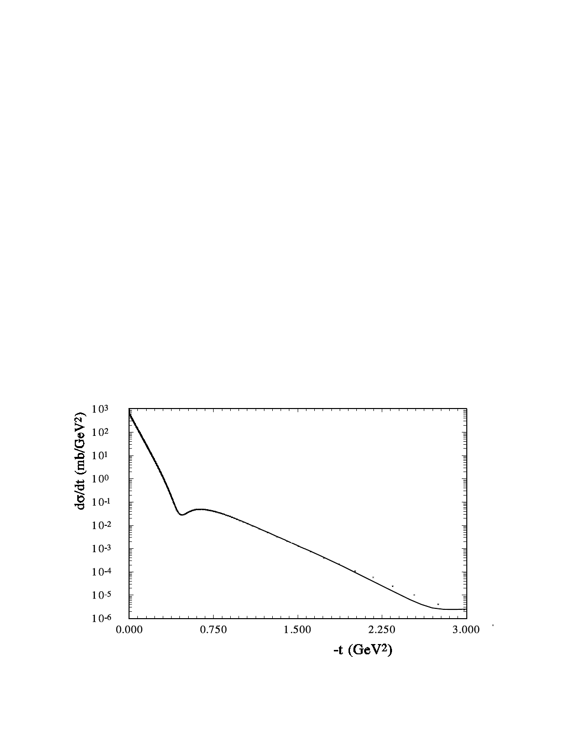$d\sigma/dt$ (mb/GeV$^2$)

$10^3$

$10^2$

$10^1$

$10^0$

$10^{-1}$

$10^{-2}$

$10^{-3}$

$10^{-4}$

$10^{-5}$

$10^{-6}$

0.000 0.750 1.500 2.250 3.000

$-t$ (GeV$^2$)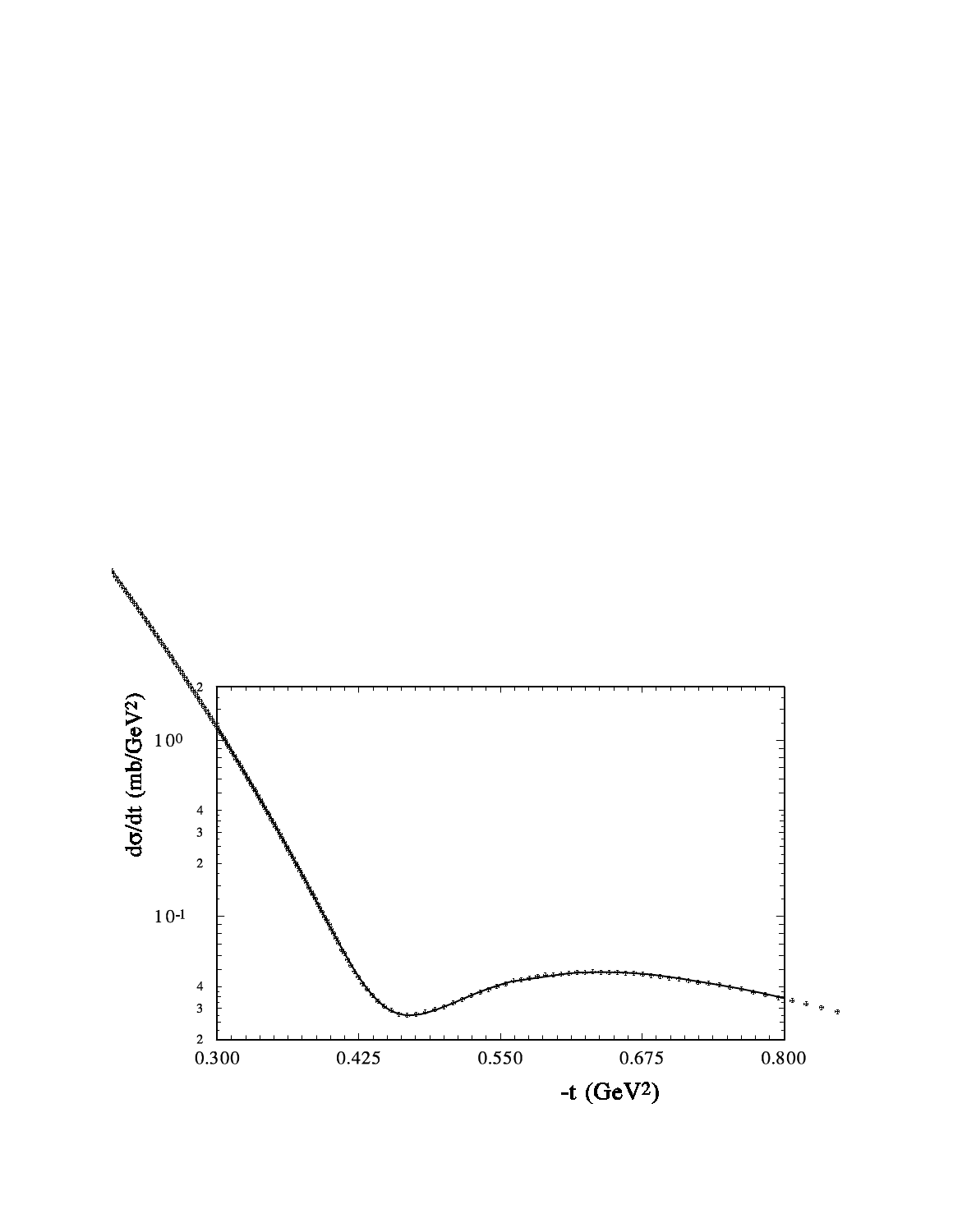dσ/dt (mb/GeV2)

2

$10^0$

4

3

2

$10^{-1}$

4

3

2

0.300

0.425

0.550

0.675

0.800

-t (GeV2)